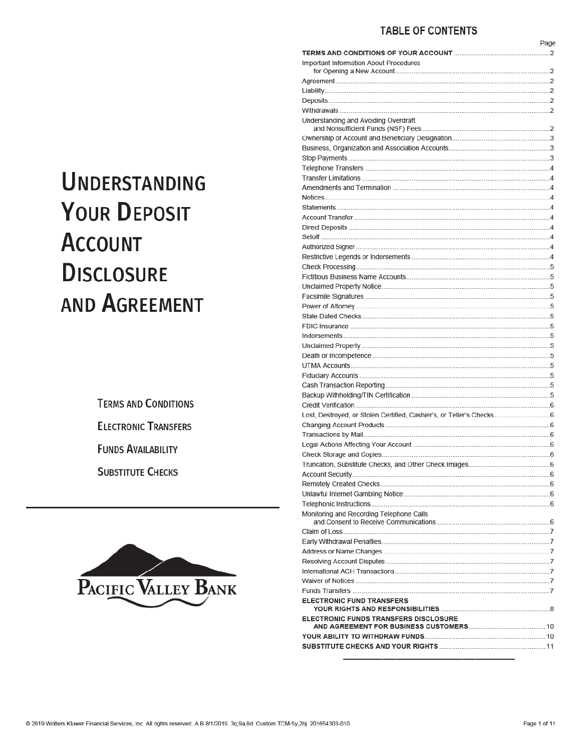# Understanding Your Deposit Account Disclosure and Agreement

Terms and Conditions

Electronic Transfers

Funds Availability

Substitute Checks

Pacific Valley Bank

## TABLE OF CONTENTS

| | Page |
|---|---|
| **TERMS AND CONDITIONS OF YOUR ACCOUNT** | 2 |
| Important Information About Procedures for Opening a New Account | 2 |
| Agreement | 2 |
| Liability | 2 |
| Deposits | 2 |
| Withdrawals | 2 |
| Understanding and Avoiding Overdraft and Nonsufficient Funds (NSF) Fees | 2 |
| Ownership of Account and Beneficiary Designation | 3 |
| Business, Organization and Association Accounts | 3 |
| Stop Payments | 3 |
| Telephone Transfers | 4 |
| Transfer Limitations | 4 |
| Amendments and Termination | 4 |
| Notices | 4 |
| Statements | 4 |
| Account Transfer | 4 |
| Direct Deposits | 4 |
| Setoff | 4 |
| Authorized Signer | 4 |
| Restrictive Legends or Indorsements | 4 |
| Check Processing | 5 |
| Fictitious Business Name Accounts | 5 |
| Unclaimed Property Notice | 5 |
| Facsimile Signatures | 5 |
| Power of Attorney | 5 |
| Stale-Dated Checks | 5 |
| FDIC Insurance | 5 |
| Indorsements | 5 |
| Unclaimed Property | 5 |
| Death or Incompetence | 5 |
| UTMA Accounts | 5 |
| Fiduciary Accounts | 5 |
| Cash Transaction Reporting | 5 |
| Backup Withholding/TIN Certification | 5 |
| Credit Verification | 6 |
| Lost, Destroyed, or Stolen Certified, Cashier's, or Teller's Checks | 6 |
| Changing Account Products | 6 |
| Transactions by Mail | 6 |
| Legal Actions Affecting Your Account | 6 |
| Check Storage and Copies | 6 |
| Truncation, Substitute Checks, and Other Check Images | 6 |
| Account Security | 6 |
| Remotely Created Checks | 6 |
| Unlawful Internet Gambling Notice | 6 |
| Telephonic Instructions | 6 |
| Monitoring and Recording Telephone Calls and Consent to Receive Communications | 6 |
| Claim of Loss | 7 |
| Early Withdrawal Penalties | 7 |
| Address or Name Changes | 7 |
| Resolving Account Disputes | 7 |
| International ACH Transactions | 7 |
| Waiver of Notices | 7 |
| Funds Transfers | 7 |
| **ELECTRONIC FUND TRANSFERS YOUR RIGHTS AND RESPONSIBILITIES** | 8 |
| **ELECTRONIC FUNDS TRANSFERS DISCLOSURE AND AGREEMENT FOR BUSINESS CUSTOMERS** | 10 |
| **YOUR ABILITY TO WITHDRAW FUNDS** | 10 |
| **SUBSTITUTE CHECKS AND YOUR RIGHTS** | 11 |

© 2019 Wolters Kluwer Financial Services, Inc. All rights reserved. A B 8/1/2019 3q,9a,8d Custom TCM-5y,2bj 201654303-010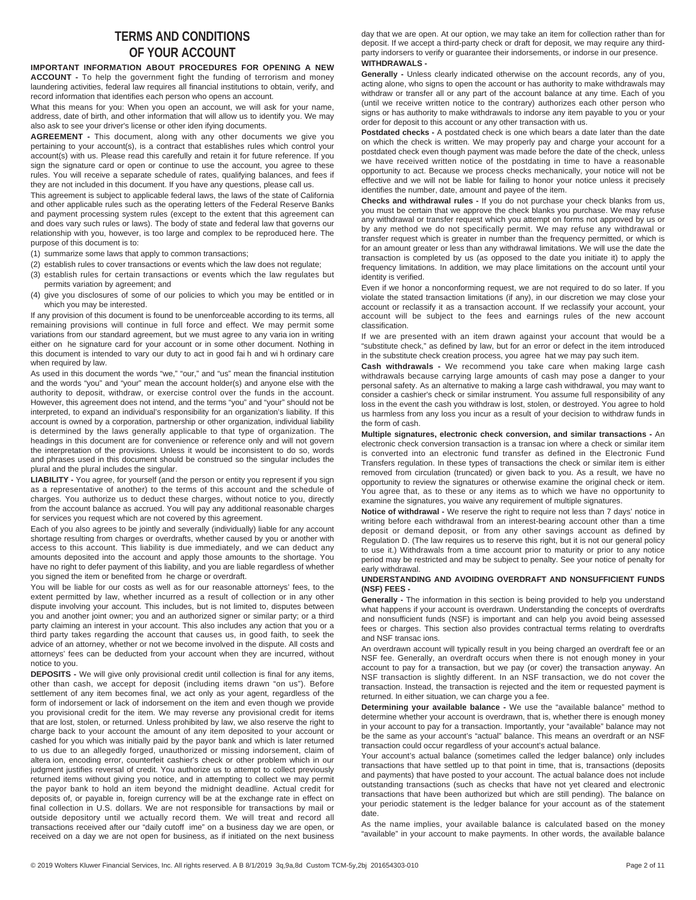# TERMS AND CONDITIONS OF YOUR ACCOUNT

**IMPORTANT INFORMATION ABOUT PROCEDURES FOR OPENING A NEW ACCOUNT -** To help the government fight the funding of terrorism and money laundering activities, federal law requires all financial institutions to obtain, verify, and record information that identifies each person who opens an account.

What this means for you: When you open an account, we will ask for your name, address, date of birth, and other information that will allow us to identify you. We may also ask to see your driver's license or other iden ifying documents.

**AGREEMENT -** This document, along with any other documents we give you pertaining to your account(s), is a contract that establishes rules which control your account(s) with us. Please read this carefully and retain it for future reference. If you sign the signature card or open or continue to use the account, you agree to these rules. You will receive a separate schedule of rates, qualifying balances, and fees if they are not included in this document. If you have any questions, please call us.

This agreement is subject to applicable federal laws, the laws of the state of California and other applicable rules such as the operating letters of the Federal Reserve Banks and payment processing system rules (except to the extent that this agreement can and does vary such rules or laws). The body of state and federal law that governs our relationship with you, however, is too large and complex to be reproduced here. The purpose of this document is to:

(1) summarize some laws that apply to common transactions;
(2) establish rules to cover transactions or events which the law does not regulate;
(3) establish rules for certain transactions or events which the law regulates but permits variation by agreement; and
(4) give you disclosures of some of our policies to which you may be entitled or in which you may be interested.

If any provision of this document is found to be unenforceable according to its terms, all remaining provisions will continue in full force and effect. We may permit some variations from our standard agreement, but we must agree to any varia ion in writing either on he signature card for your account or in some other document. Nothing in this document is intended to vary our duty to act in good fai h and wi h ordinary care when required by law.

As used in this document the words "we," "our," and "us" mean the financial institution and the words "you" and "your" mean the account holder(s) and anyone else with the authority to deposit, withdraw, or exercise control over the funds in the account. However, this agreement does not intend, and the terms "you" and "your" should not be interpreted, to expand an individual's responsibility for an organization's liability. If this account is owned by a corporation, partnership or other organization, individual liability is determined by the laws generally applicable to that type of organization. The headings in this document are for convenience or reference only and will not govern the interpretation of the provisions. Unless it would be inconsistent to do so, words and phrases used in this document should be construed so the singular includes the plural and the plural includes the singular.

**LIABILITY -** You agree, for yourself (and the person or entity you represent if you sign as a representative of another) to the terms of this account and the schedule of charges. You authorize us to deduct these charges, without notice to you, directly from the account balance as accrued. You will pay any additional reasonable charges for services you request which are not covered by this agreement.

Each of you also agrees to be jointly and severally (individually) liable for any account shortage resulting from charges or overdrafts, whether caused by you or another with access to this account. This liability is due immediately, and we can deduct any amounts deposited into the account and apply those amounts to the shortage. You have no right to defer payment of this liability, and you are liable regardless of whether you signed the item or benefited from he charge or overdraft.

You will be liable for our costs as well as for our reasonable attorneys' fees, to the extent permitted by law, whether incurred as a result of collection or in any other dispute involving your account. This includes, but is not limited to, disputes between you and another joint owner; you and an authorized signer or similar party; or a third party claiming an interest in your account. This also includes any action that you or a third party takes regarding the account that causes us, in good faith, to seek the advice of an attorney, whether or not we become involved in the dispute. All costs and attorneys' fees can be deducted from your account when they are incurred, without notice to you.

**DEPOSITS -** We will give only provisional credit until collection is final for any items, other than cash, we accept for deposit (including items drawn "on us"). Before settlement of any item becomes final, we act only as your agent, regardless of the form of indorsement or lack of indorsement on the item and even though we provide you provisional credit for the item. We may reverse any provisional credit for items that are lost, stolen, or returned. Unless prohibited by law, we also reserve the right to charge back to your account the amount of any item deposited to your account or cashed for you which was initially paid by the payor bank and which is later returned to us due to an allegedly forged, unauthorized or missing indorsement, claim of altera ion, encoding error, counterfeit cashier's check or other problem which in our judgment justifies reversal of credit. You authorize us to attempt to collect previously returned items without giving you notice, and in attempting to collect we may permit the payor bank to hold an item beyond the midnight deadline. Actual credit for deposits of, or payable in, foreign currency will be at the exchange rate in effect on final collection in U.S. dollars. We are not responsible for transactions by mail or outside depository until we actually record them. We will treat and record all transactions received after our "daily cutoff ime" on a business day we are open, or received on a day we are not open for business, as if initiated on the next business day that we are open. At our option, we may take an item for collection rather than for deposit. If we accept a third-party check or draft for deposit, we may require any third-party indorsers to verify or guarantee their indorsements, or indorse in our presence.

**WITHDRAWALS -**

**Generally -** Unless clearly indicated otherwise on the account records, any of you, acting alone, who signs to open the account or has authority to make withdrawals may withdraw or transfer all or any part of the account balance at any time. Each of you (until we receive written notice to the contrary) authorizes each other person who signs or has authority to make withdrawals to indorse any item payable to you or your order for deposit to this account or any other transaction with us.

**Postdated checks -** A postdated check is one which bears a date later than the date on which the check is written. We may properly pay and charge your account for a postdated check even though payment was made before the date of the check, unless we have received written notice of the postdating in time to have a reasonable opportunity to act. Because we process checks mechanically, your notice will not be effective and we will not be liable for failing to honor your notice unless it precisely identifies the number, date, amount and payee of the item.

**Checks and withdrawal rules -** If you do not purchase your check blanks from us, you must be certain that we approve the check blanks you purchase. We may refuse any withdrawal or transfer request which you attempt on forms not approved by us or by any method we do not specifically permit. We may refuse any withdrawal or transfer request which is greater in number than the frequency permitted, or which is for an amount greater or less than any withdrawal limitations. We will use the date the transaction is completed by us (as opposed to the date you initiate it) to apply the frequency limitations. In addition, we may place limitations on the account until your identity is verified.

Even if we honor a nonconforming request, we are not required to do so later. If you violate the stated transaction limitations (if any), in our discretion we may close your account or reclassify it as a transaction account. If we reclassify your account, your account will be subject to the fees and earnings rules of the new account classification.

If we are presented with an item drawn against your account that would be a "substitute check," as defined by law, but for an error or defect in the item introduced in the substitute check creation process, you agree hat we may pay such item.

**Cash withdrawals -** We recommend you take care when making large cash withdrawals because carrying large amounts of cash may pose a danger to your personal safety. As an alternative to making a large cash withdrawal, you may want to consider a cashier's check or similar instrument. You assume full responsibility of any loss in the event the cash you withdraw is lost, stolen, or destroyed. You agree to hold us harmless from any loss you incur as a result of your decision to withdraw funds in the form of cash.

**Multiple signatures, electronic check conversion, and similar transactions -** An electronic check conversion transaction is a transac ion where a check or similar item is converted into an electronic fund transfer as defined in the Electronic Fund Transfers regulation. In these types of transactions the check or similar item is either removed from circulation (truncated) or given back to you. As a result, we have no opportunity to review the signatures or otherwise examine the original check or item. You agree that, as to these or any items as to which we have no opportunity to examine the signatures, you waive any requirement of multiple signatures.

**Notice of withdrawal -** We reserve the right to require not less than 7 days' notice in writing before each withdrawal from an interest-bearing account other than a time deposit or demand deposit, or from any other savings account as defined by Regulation D. (The law requires us to reserve this right, but it is not our general policy to use it.) Withdrawals from a time account prior to maturity or prior to any notice period may be restricted and may be subject to penalty. See your notice of penalty for early withdrawal.

**UNDERSTANDING AND AVOIDING OVERDRAFT AND NONSUFFICIENT FUNDS (NSF) FEES -**

**Generally -** The information in this section is being provided to help you understand what happens if your account is overdrawn. Understanding the concepts of overdrafts and nonsufficient funds (NSF) is important and can help you avoid being assessed fees or charges. This section also provides contractual terms relating to overdrafts and NSF transac ions.

An overdrawn account will typically result in you being charged an overdraft fee or an NSF fee. Generally, an overdraft occurs when there is not enough money in your account to pay for a transaction, but we pay (or cover) the transaction anyway. An NSF transaction is slightly different. In an NSF transaction, we do not cover the transaction. Instead, the transaction is rejected and the item or requested payment is returned. In either situation, we can charge you a fee.

**Determining your available balance -** We use the "available balance" method to determine whether your account is overdrawn, that is, whether there is enough money in your account to pay for a transaction. Importantly, your "available" balance may not be the same as your account's "actual" balance. This means an overdraft or an NSF transaction could occur regardless of your account's actual balance.

Your account's actual balance (sometimes called the ledger balance) only includes transactions that have settled up to that point in time, that is, transactions (deposits and payments) that have posted to your account. The actual balance does not include outstanding transactions (such as checks that have not yet cleared and electronic transactions that have been authorized but which are still pending). The balance on your periodic statement is the ledger balance for your account as of the statement date.

As the name implies, your available balance is calculated based on the money "available" in your account to make payments. In other words, the available balance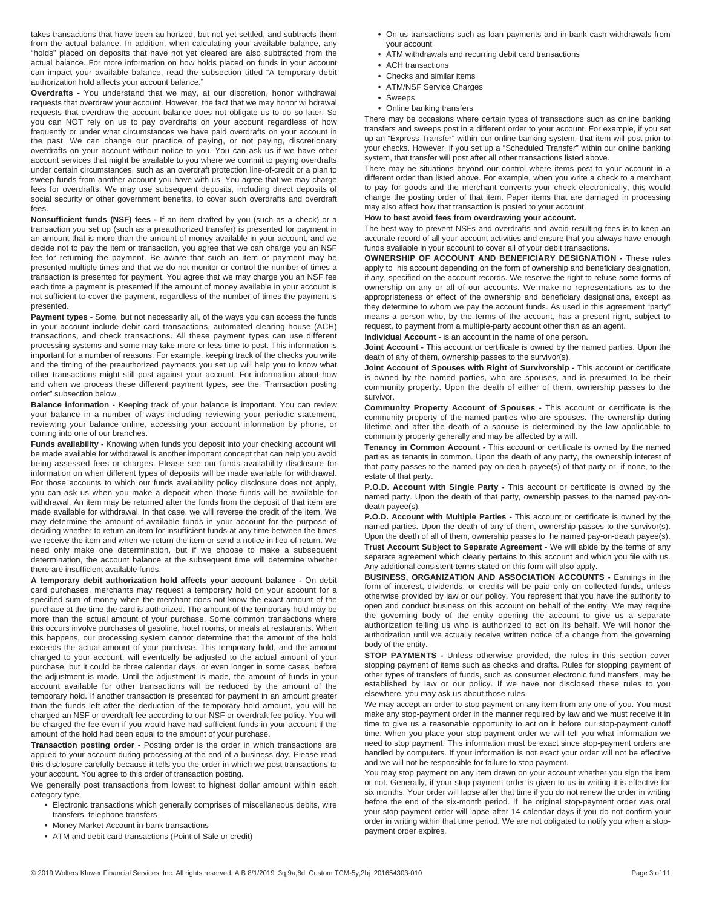takes transactions that have been au horized, but not yet settled, and subtracts them from the actual balance. In addition, when calculating your available balance, any "holds" placed on deposits that have not yet cleared are also subtracted from the actual balance. For more information on how holds placed on funds in your account can impact your available balance, read the subsection titled "A temporary debit authorization hold affects your account balance."

**Overdrafts -** You understand that we may, at our discretion, honor withdrawal requests that overdraw your account. However, the fact that we may honor wi hdrawal requests that overdraw the account balance does not obligate us to do so later. So you can NOT rely on us to pay overdrafts on your account regardless of how frequently or under what circumstances we have paid overdrafts on your account in the past. We can change our practice of paying, or not paying, discretionary overdrafts on your account without notice to you. You can ask us if we have other account services that might be available to you where we commit to paying overdrafts under certain circumstances, such as an overdraft protection line-of-credit or a plan to sweep funds from another account you have with us. You agree that we may charge fees for overdrafts. We may use subsequent deposits, including direct deposits of social security or other government benefits, to cover such overdrafts and overdraft fees.

**Nonsufficient funds (NSF) fees -** If an item drafted by you (such as a check) or a transaction you set up (such as a preauthorized transfer) is presented for payment in an amount that is more than the amount of money available in your account, and we decide not to pay the item or transaction, you agree that we can charge you an NSF fee for returning the payment. Be aware that such an item or payment may be presented multiple times and that we do not monitor or control the number of times a transaction is presented for payment. You agree that we may charge you an NSF fee each time a payment is presented if the amount of money available in your account is not sufficient to cover the payment, regardless of the number of times the payment is presented.

**Payment types -** Some, but not necessarily all, of the ways you can access the funds in your account include debit card transactions, automated clearing house (ACH) transactions, and check transactions. All these payment types can use different processing systems and some may take more or less time to post. This information is important for a number of reasons. For example, keeping track of the checks you write and the timing of the preauthorized payments you set up will help you to know what other transactions might still post against your account. For information about how and when we process these different payment types, see the "Transaction posting order" subsection below.

**Balance information -** Keeping track of your balance is important. You can review your balance in a number of ways including reviewing your periodic statement, reviewing your balance online, accessing your account information by phone, or coming into one of our branches.

**Funds availability -** Knowing when funds you deposit into your checking account will be made available for withdrawal is another important concept that can help you avoid being assessed fees or charges. Please see our funds availability disclosure for information on when different types of deposits will be made available for withdrawal. For those accounts to which our funds availability policy disclosure does not apply, you can ask us when you make a deposit when those funds will be available for withdrawal. An item may be returned after the funds from the deposit of that item are made available for withdrawal. In that case, we will reverse the credit of the item. We may determine the amount of available funds in your account for the purpose of deciding whether to return an item for insufficient funds at any time between the times we receive the item and when we return the item or send a notice in lieu of return. We need only make one determination, but if we choose to make a subsequent determination, the account balance at the subsequent time will determine whether there are insufficient available funds.

**A temporary debit authorization hold affects your account balance -** On debit card purchases, merchants may request a temporary hold on your account for a specified sum of money when the merchant does not know the exact amount of the purchase at the time the card is authorized. The amount of the temporary hold may be more than the actual amount of your purchase. Some common transactions where this occurs involve purchases of gasoline, hotel rooms, or meals at restaurants. When this happens, our processing system cannot determine that the amount of the hold exceeds the actual amount of your purchase. This temporary hold, and the amount charged to your account, will eventually be adjusted to the actual amount of your purchase, but it could be three calendar days, or even longer in some cases, before the adjustment is made. Until the adjustment is made, the amount of funds in your account available for other transactions will be reduced by the amount of the temporary hold. If another transaction is presented for payment in an amount greater than the funds left after the deduction of the temporary hold amount, you will be charged an NSF or overdraft fee according to our NSF or overdraft fee policy. You will be charged the fee even if you would have had sufficient funds in your account if the amount of the hold had been equal to the amount of your purchase.

**Transaction posting order -** Posting order is the order in which transactions are applied to your account during processing at the end of a business day. Please read this disclosure carefully because it tells you the order in which we post transactions to your account. You agree to this order of transaction posting.

We generally post transactions from lowest to highest dollar amount within each category type:

- Electronic transactions which generally comprises of miscellaneous debits, wire transfers, telephone transfers
- Money Market Account in-bank transactions
- ATM and debit card transactions (Point of Sale or credit)
- On-us transactions such as loan payments and in-bank cash withdrawals from your account
- ATM withdrawals and recurring debit card transactions
- ACH transactions
- Checks and similar items
- ATM/NSF Service Charges
- Sweeps
- Online banking transfers

There may be occasions where certain types of transactions such as online banking transfers and sweeps post in a different order to your account. For example, if you set up an "Express Transfer" within our online banking system, that item will post prior to your checks. However, if you set up a "Scheduled Transfer" within our online banking system, that transfer will post after all other transactions listed above.

There may be situations beyond our control where items post to your account in a different order than listed above. For example, when you write a check to a merchant to pay for goods and the merchant converts your check electronically, this would change the posting order of that item. Paper items that are damaged in processing may also affect how that transaction is posted to your account.

**How to best avoid fees from overdrawing your account.**

The best way to prevent NSFs and overdrafts and avoid resulting fees is to keep an accurate record of all your account activities and ensure that you always have enough funds available in your account to cover all of your debit transactions.

**OWNERSHIP OF ACCOUNT AND BENEFICIARY DESIGNATION -** These rules apply to his account depending on the form of ownership and beneficiary designation, if any, specified on the account records. We reserve the right to refuse some forms of ownership on any or all of our accounts. We make no representations as to the appropriateness or effect of the ownership and beneficiary designations, except as they determine to whom we pay the account funds. As used in this agreement "party" means a person who, by the terms of the account, has a present right, subject to request, to payment from a multiple-party account other than as an agent.

**Individual Account -** is an account in the name of one person.

**Joint Account -** This account or certificate is owned by the named parties. Upon the death of any of them, ownership passes to the survivor(s).

**Joint Account of Spouses with Right of Survivorship -** This account or certificate is owned by the named parties, who are spouses, and is presumed to be their community property. Upon the death of either of them, ownership passes to the survivor.

**Community Property Account of Spouses -** This account or certificate is the community property of the named parties who are spouses. The ownership during lifetime and after the death of a spouse is determined by the law applicable to community property generally and may be affected by a will.

**Tenancy in Common Account -** This account or certificate is owned by the named parties as tenants in common. Upon the death of any party, the ownership interest of that party passes to the named pay-on-dea h payee(s) of that party or, if none, to the estate of that party.

**P.O.D. Account with Single Party -** This account or certificate is owned by the named party. Upon the death of that party, ownership passes to the named pay-on-death payee(s).

**P.O.D. Account with Multiple Parties -** This account or certificate is owned by the named parties. Upon the death of any of them, ownership passes to the survivor(s). Upon the death of all of them, ownership passes to he named pay-on-death payee(s).

**Trust Account Subject to Separate Agreement -** We will abide by the terms of any separate agreement which clearly pertains to this account and which you file with us. Any additional consistent terms stated on this form will also apply.

**BUSINESS, ORGANIZATION AND ASSOCIATION ACCOUNTS -** Earnings in the form of interest, dividends, or credits will be paid only on collected funds, unless otherwise provided by law or our policy. You represent that you have the authority to open and conduct business on this account on behalf of the entity. We may require the governing body of the entity opening the account to give us a separate authorization telling us who is authorized to act on its behalf. We will honor the authorization until we actually receive written notice of a change from the governing body of the entity.

**STOP PAYMENTS -** Unless otherwise provided, the rules in this section cover stopping payment of items such as checks and drafts. Rules for stopping payment of other types of transfers of funds, such as consumer electronic fund transfers, may be established by law or our policy. If we have not disclosed these rules to you elsewhere, you may ask us about those rules.

We may accept an order to stop payment on any item from any one of you. You must make any stop-payment order in the manner required by law and we must receive it in time to give us a reasonable opportunity to act on it before our stop-payment cutoff time. When you place your stop-payment order we will tell you what information we need to stop payment. This information must be exact since stop-payment orders are handled by computers. If your information is not exact your order will not be effective and we will not be responsible for failure to stop payment.

You may stop payment on any item drawn on your account whether you sign the item or not. Generally, if your stop-payment order is given to us in writing it is effective for six months. Your order will lapse after that time if you do not renew the order in writing before the end of the six-month period. If he original stop-payment order was oral your stop-payment order will lapse after 14 calendar days if you do not confirm your order in writing within that time period. We are not obligated to notify you when a stop-payment order expires.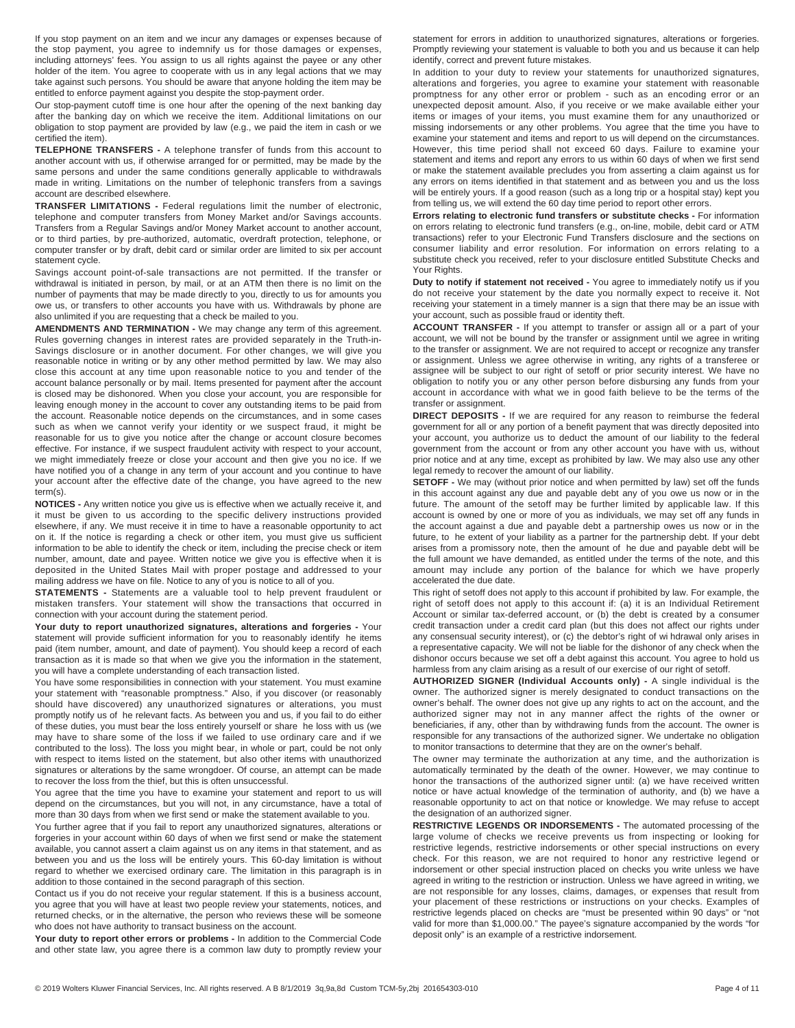If you stop payment on an item and we incur any damages or expenses because of the stop payment, you agree to indemnify us for those damages or expenses, including attorneys' fees. You assign to us all rights against the payee or any other holder of the item. You agree to cooperate with us in any legal actions that we may take against such persons. You should be aware that anyone holding the item may be entitled to enforce payment against you despite the stop-payment order.

Our stop-payment cutoff time is one hour after the opening of the next banking day after the banking day on which we receive the item. Additional limitations on our obligation to stop payment are provided by law (e.g., we paid the item in cash or we certified the item).

**TELEPHONE TRANSFERS -** A telephone transfer of funds from this account to another account with us, if otherwise arranged for or permitted, may be made by the same persons and under the same conditions generally applicable to withdrawals made in writing. Limitations on the number of telephonic transfers from a savings account are described elsewhere.

**TRANSFER LIMITATIONS -** Federal regulations limit the number of electronic, telephone and computer transfers from Money Market and/or Savings accounts. Transfers from a Regular Savings and/or Money Market account to another account, or to third parties, by pre-authorized, automatic, overdraft protection, telephone, or computer transfer or by draft, debit card or similar order are limited to six per account statement cycle.

Savings account point-of-sale transactions are not permitted. If the transfer or withdrawal is initiated in person, by mail, or at an ATM then there is no limit on the number of payments that may be made directly to you, directly to us for amounts you owe us, or transfers to other accounts you have with us. Withdrawals by phone are also unlimited if you are requesting that a check be mailed to you.

**AMENDMENTS AND TERMINATION -** We may change any term of this agreement. Rules governing changes in interest rates are provided separately in the Truth-in-Savings disclosure or in another document. For other changes, we will give you reasonable notice in writing or by any other method permitted by law. We may also close this account at any time upon reasonable notice to you and tender of the account balance personally or by mail. Items presented for payment after the account is closed may be dishonored. When you close your account, you are responsible for leaving enough money in the account to cover any outstanding items to be paid from the account. Reasonable notice depends on the circumstances, and in some cases such as when we cannot verify your identity or we suspect fraud, it might be reasonable for us to give you notice after the change or account closure becomes effective. For instance, if we suspect fraudulent activity with respect to your account, we might immediately freeze or close your account and then give you no ice. If we have notified you of a change in any term of your account and you continue to have your account after the effective date of the change, you have agreed to the new term(s).

**NOTICES -** Any written notice you give us is effective when we actually receive it, and it must be given to us according to the specific delivery instructions provided elsewhere, if any. We must receive it in time to have a reasonable opportunity to act on it. If the notice is regarding a check or other item, you must give us sufficient information to be able to identify the check or item, including the precise check or item number, amount, date and payee. Written notice we give you is effective when it is deposited in the United States Mail with proper postage and addressed to your mailing address we have on file. Notice to any of you is notice to all of you.

**STATEMENTS -** Statements are a valuable tool to help prevent fraudulent or mistaken transfers. Your statement will show the transactions that occurred in connection with your account during the statement period.

**Your duty to report unauthorized signatures, alterations and forgeries -** Your statement will provide sufficient information for you to reasonably identify he items paid (item number, amount, and date of payment). You should keep a record of each transaction as it is made so that when we give you the information in the statement, you will have a complete understanding of each transaction listed.

You have some responsibilities in connection with your statement. You must examine your statement with "reasonable promptness." Also, if you discover (or reasonably should have discovered) any unauthorized signatures or alterations, you must promptly notify us of he relevant facts. As between you and us, if you fail to do either of these duties, you must bear the loss entirely yourself or share he loss with us (we may have to share some of the loss if we failed to use ordinary care and if we contributed to the loss). The loss you might bear, in whole or part, could be not only with respect to items listed on the statement, but also other items with unauthorized signatures or alterations by the same wrongdoer. Of course, an attempt can be made to recover the loss from the thief, but this is often unsuccessful.

You agree that the time you have to examine your statement and report to us will depend on the circumstances, but you will not, in any circumstance, have a total of more than 30 days from when we first send or make the statement available to you.

You further agree that if you fail to report any unauthorized signatures, alterations or forgeries in your account within 60 days of when we first send or make the statement available, you cannot assert a claim against us on any items in that statement, and as between you and us the loss will be entirely yours. This 60-day limitation is without regard to whether we exercised ordinary care. The limitation in this paragraph is in addition to those contained in the second paragraph of this section.

Contact us if you do not receive your regular statement. If this is a business account, you agree that you will have at least two people review your statements, notices, and returned checks, or in the alternative, the person who reviews these will be someone who does not have authority to transact business on the account.

**Your duty to report other errors or problems -** In addition to the Commercial Code and other state law, you agree there is a common law duty to promptly review your statement for errors in addition to unauthorized signatures, alterations or forgeries. Promptly reviewing your statement is valuable to both you and us because it can help identify, correct and prevent future mistakes.

In addition to your duty to review your statements for unauthorized signatures, alterations and forgeries, you agree to examine your statement with reasonable promptness for any other error or problem - such as an encoding error or an unexpected deposit amount. Also, if you receive or we make available either your items or images of your items, you must examine them for any unauthorized or missing indorsements or any other problems. You agree that the time you have to examine your statement and items and report to us will depend on the circumstances. However, this time period shall not exceed 60 days. Failure to examine your statement and items and report any errors to us within 60 days of when we first send or make the statement available precludes you from asserting a claim against us for any errors on items identified in that statement and as between you and us the loss will be entirely yours. If a good reason (such as a long trip or a hospital stay) kept you from telling us, we will extend the 60 day time period to report other errors.

**Errors relating to electronic fund transfers or substitute checks -** For information on errors relating to electronic fund transfers (e.g., on-line, mobile, debit card or ATM transactions) refer to your Electronic Fund Transfers disclosure and the sections on consumer liability and error resolution. For information on errors relating to a substitute check you received, refer to your disclosure entitled Substitute Checks and Your Rights.

**Duty to notify if statement not received -** You agree to immediately notify us if you do not receive your statement by the date you normally expect to receive it. Not receiving your statement in a timely manner is a sign that there may be an issue with your account, such as possible fraud or identity theft.

**ACCOUNT TRANSFER -** If you attempt to transfer or assign all or a part of your account, we will not be bound by the transfer or assignment until we agree in writing to the transfer or assignment. We are not required to accept or recognize any transfer or assignment. Unless we agree otherwise in writing, any rights of a transferee or assignee will be subject to our right of setoff or prior security interest. We have no obligation to notify you or any other person before disbursing any funds from your account in accordance with what we in good faith believe to be the terms of the transfer or assignment.

**DIRECT DEPOSITS -** If we are required for any reason to reimburse the federal government for all or any portion of a benefit payment that was directly deposited into your account, you authorize us to deduct the amount of our liability to the federal government from the account or from any other account you have with us, without prior notice and at any time, except as prohibited by law. We may also use any other legal remedy to recover the amount of our liability.

**SETOFF -** We may (without prior notice and when permitted by law) set off the funds in this account against any due and payable debt any of you owe us now or in the future. The amount of the setoff may be further limited by applicable law. If this account is owned by one or more of you as individuals, we may set off any funds in the account against a due and payable debt a partnership owes us now or in the future, to he extent of your liability as a partner for the partnership debt. If your debt arises from a promissory note, then the amount of he due and payable debt will be the full amount we have demanded, as entitled under the terms of the note, and this amount may include any portion of the balance for which we have properly accelerated the due date.

This right of setoff does not apply to this account if prohibited by law. For example, the right of setoff does not apply to this account if: (a) it is an Individual Retirement Account or similar tax-deferred account, or (b) the debt is created by a consumer credit transaction under a credit card plan (but this does not affect our rights under any consensual security interest), or (c) the debtor's right of wi hdrawal only arises in a representative capacity. We will not be liable for the dishonor of any check when the dishonor occurs because we set off a debt against this account. You agree to hold us harmless from any claim arising as a result of our exercise of our right of setoff.

**AUTHORIZED SIGNER (Individual Accounts only) -** A single individual is the owner. The authorized signer is merely designated to conduct transactions on the owner's behalf. The owner does not give up any rights to act on the account, and the authorized signer may not in any manner affect the rights of the owner or beneficiaries, if any, other than by withdrawing funds from the account. The owner is responsible for any transactions of the authorized signer. We undertake no obligation to monitor transactions to determine that they are on the owner's behalf.

The owner may terminate the authorization at any time, and the authorization is automatically terminated by the death of the owner. However, we may continue to honor the transactions of the authorized signer until: (a) we have received written notice or have actual knowledge of the termination of authority, and (b) we have a reasonable opportunity to act on that notice or knowledge. We may refuse to accept the designation of an authorized signer.

**RESTRICTIVE LEGENDS OR INDORSEMENTS -** The automated processing of the large volume of checks we receive prevents us from inspecting or looking for restrictive legends, restrictive indorsements or other special instructions on every check. For this reason, we are not required to honor any restrictive legend or indorsement or other special instruction placed on checks you write unless we have agreed in writing to the restriction or instruction. Unless we have agreed in writing, we are not responsible for any losses, claims, damages, or expenses that result from your placement of these restrictions or instructions on your checks. Examples of restrictive legends placed on checks are "must be presented within 90 days" or "not valid for more than $1,000.00." The payee's signature accompanied by the words "for deposit only" is an example of a restrictive indorsement.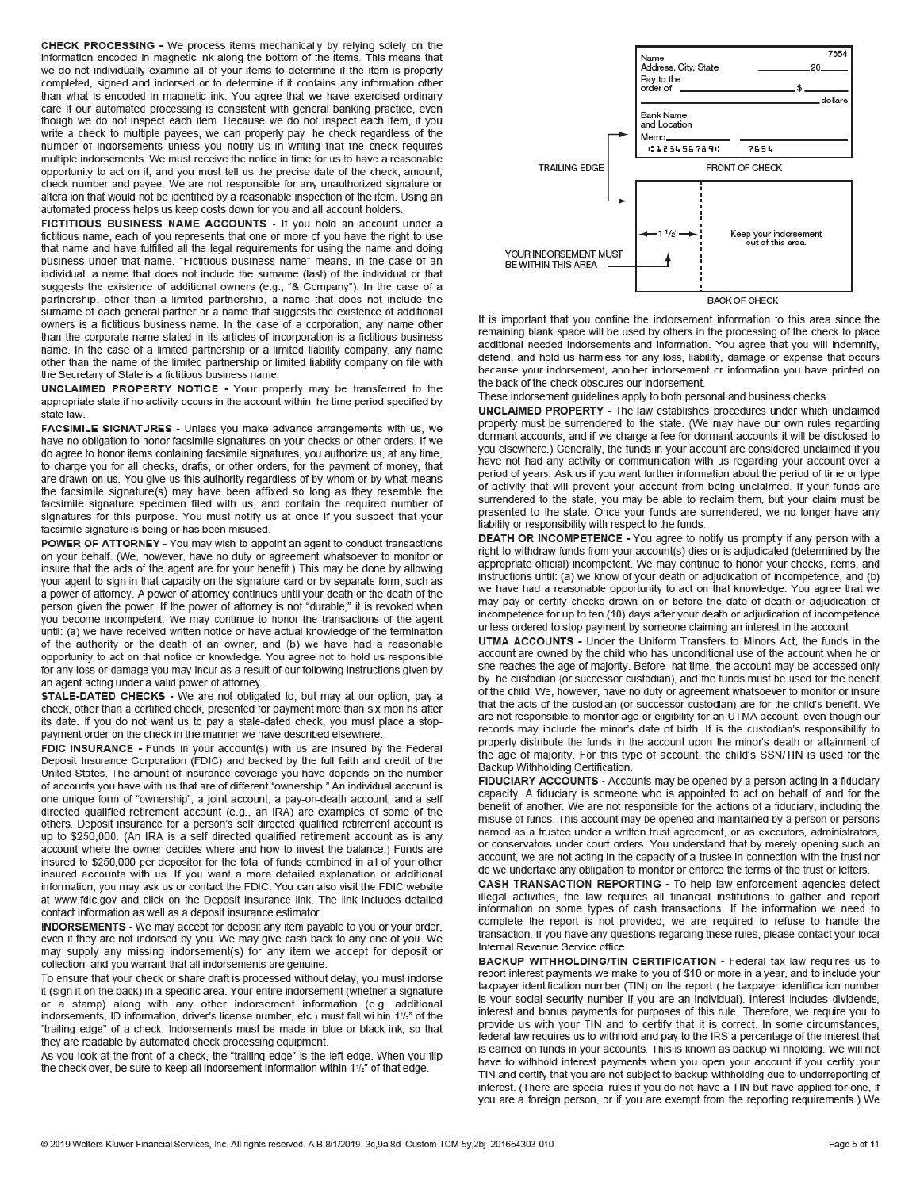**CHECK PROCESSING -** We process items mechanically by relying solely on the information encoded in magnetic ink along the bottom of the items. This means that we do not individually examine all of your items to determine if the item is properly completed, signed and indorsed or to determine if it contains any information other than what is encoded in magnetic ink. You agree that we have exercised ordinary care if our automated processing is consistent with general banking practice, even though we do not inspect each item. Because we do not inspect each item, if you write a check to multiple payees, we can properly pay he check regardless of the number of indorsements unless you notify us in writing that the check requires multiple indorsements. We must receive the notice in time for us to have a reasonable opportunity to act on it, and you must tell us the precise date of the check, amount, check number and payee. We are not responsible for any unauthorized signature or altera ion that would not be identified by a reasonable inspection of the item. Using an automated process helps us keep costs down for you and all account holders.

**FICTITIOUS BUSINESS NAME ACCOUNTS -** If you hold an account under a fictitious name, each of you represents that one or more of you have the right to use that name and have fulfilled all the legal requirements for using the name and doing business under that name. "Fictitious business name" means, in the case of an individual, a name that does not include the surname (last) of the individual or that suggests the existence of additional owners (e.g., "& Company"). In the case of a partnership, other than a limited partnership, a name that does not include the surname of each general partner or a name that suggests the existence of additional owners is a fictitious business name. In the case of a corporation, any name other than the corporate name stated in its articles of incorporation is a fictitious business name. In the case of a limited partnership or a limited liability company, any name other than the name of the limited partnership or limited liability company on file with the Secretary of State is a fictitious business name.

**UNCLAIMED PROPERTY NOTICE -** Your property may be transferred to the appropriate state if no activity occurs in the account within he time period specified by state law.

**FACSIMILE SIGNATURES -** Unless you make advance arrangements with us, we have no obligation to honor facsimile signatures on your checks or other orders. If we do agree to honor items containing facsimile signatures, you authorize us, at any time, to charge you for all checks, drafts, or other orders, for the payment of money, that are drawn on us. You give us this authority regardless of by whom or by what means the facsimile signature(s) may have been affixed so long as they resemble the facsimile signature specimen filed with us, and contain the required number of signatures for this purpose. You must notify us at once if you suspect that your facsimile signature is being or has been misused.

**POWER OF ATTORNEY -** You may wish to appoint an agent to conduct transactions on your behalf. (We, however, have no duty or agreement whatsoever to monitor or insure that the acts of the agent are for your benefit.) This may be done by allowing your agent to sign in that capacity on the signature card or by separate form, such as a power of attorney. A power of attorney continues until your death or the death of the person given the power. If the power of attorney is not "durable," it is revoked when you become incompetent. We may continue to honor the transactions of the agent until: (a) we have received written notice or have actual knowledge of the termination of the authority or the death of an owner, and (b) we have had a reasonable opportunity to act on that notice or knowledge. You agree not to hold us responsible for any loss or damage you may incur as a result of our following instructions given by an agent acting under a valid power of attorney.

**STALE-DATED CHECKS -** We are not obligated to, but may at our option, pay a check, other than a certified check, presented for payment more than six mon hs after its date. If you do not want us to pay a stale-dated check, you must place a stop-payment order on the check in the manner we have described elsewhere.

**FDIC INSURANCE -** Funds in your account(s) with us are insured by the Federal Deposit Insurance Corporation (FDIC) and backed by the full faith and credit of the United States. The amount of insurance coverage you have depends on the number of accounts you have with us that are of different "ownership." An individual account is one unique form of "ownership"; a joint account, a pay-on-death account, and a self directed qualified retirement account (e.g., an IRA) are examples of some of the others. Deposit insurance for a person's self directed qualified retirement account is up to $250,000. (An IRA is a self directed qualified retirement account as is any account where the owner decides where and how to invest the balance.) Funds are insured to $250,000 per depositor for the total of funds combined in all of your other insured accounts with us. If you want a more detailed explanation or additional information, you may ask us or contact the FDIC. You can also visit the FDIC website at www.fdic.gov and click on the Deposit Insurance link. The link includes detailed contact information as well as a deposit insurance estimator.

**INDORSEMENTS -** We may accept for deposit any item payable to you or your order, even if they are not indorsed by you. We may give cash back to any one of you. We may supply any missing indorsement(s) for any item we accept for deposit or collection, and you warrant that all indorsements are genuine.

To ensure that your check or share draft is processed without delay, you must indorse it (sign it on the back) in a specific area. Your entire indorsement (whether a signature or a stamp) along with any other indorsement information (e.g. additional indorsements, ID information, driver's license number, etc.) must fall wi hin 1½" of the "trailing edge" of a check. Indorsements must be made in blue or black ink, so that they are readable by automated check processing equipment.

As you look at the front of a check, the "trailing edge" is the left edge. When you flip the check over, be sure to keep all indorsement information within 1½" of that edge.

Name
Address, City, State
Pay to the order of
Bank Name and Location
Memo
⑆123456789⑆ 7654
7654
20
$
dollars

TRAILING EDGE

FRONT OF CHECK

YOUR INDORSEMENT MUST BE WITHIN THIS AREA

1½"

Keep your indorsement out of this area.

BACK OF CHECK

It is important that you confine the indorsement information to this area since the remaining blank space will be used by others in the processing of the check to place additional needed indorsements and information. You agree that you will indemnify, defend, and hold us harmless for any loss, liability, damage or expense that occurs because your indorsement, ano her indorsement or information you have printed on the back of the check obscures our indorsement.

These indorsement guidelines apply to both personal and business checks.

**UNCLAIMED PROPERTY -** The law establishes procedures under which unclaimed property must be surrendered to the state. (We may have our own rules regarding dormant accounts, and if we charge a fee for dormant accounts it will be disclosed to you elsewhere.) Generally, the funds in your account are considered unclaimed if you have not had any activity or communication with us regarding your account over a period of years. Ask us if you want further information about the period of time or type of activity that will prevent your account from being unclaimed. If your funds are surrendered to the state, you may be able to reclaim them, but your claim must be presented to the state. Once your funds are surrendered, we no longer have any liability or responsibility with respect to the funds.

**DEATH OR INCOMPETENCE -** You agree to notify us promptly if any person with a right to withdraw funds from your account(s) dies or is adjudicated (determined by the appropriate official) incompetent. We may continue to honor your checks, items, and instructions until: (a) we know of your death or adjudication of incompetence, and (b) we have had a reasonable opportunity to act on that knowledge. You agree that we may pay or certify checks drawn on or before the date of death or adjudication of incompetence for up to ten (10) days after your death or adjudication of incompetence unless ordered to stop payment by someone claiming an interest in the account.

**UTMA ACCOUNTS -** Under the Uniform Transfers to Minors Act, the funds in the account are owned by the child who has unconditional use of the account when he or she reaches the age of majority. Before hat time, the account may be accessed only by he custodian (or successor custodian), and the funds must be used for the benefit of the child. We, however, have no duty or agreement whatsoever to monitor or insure that the acts of the custodian (or successor custodian) are for the child's benefit. We are not responsible to monitor age or eligibility for an UTMA account, even though our records may include the minor's date of birth. It is the custodian's responsibility to properly distribute the funds in the account upon the minor's death or attainment of the age of majority. For this type of account, the child's SSN/TIN is used for the Backup Withholding Certification.

**FIDUCIARY ACCOUNTS -** Accounts may be opened by a person acting in a fiduciary capacity. A fiduciary is someone who is appointed to act on behalf of and for the benefit of another. We are not responsible for the actions of a fiduciary, including the misuse of funds. This account may be opened and maintained by a person or persons named as a trustee under a written trust agreement, or as executors, administrators, or conservators under court orders. You understand that by merely opening such an account, we are not acting in the capacity of a trustee in connection with the trust nor do we undertake any obligation to monitor or enforce the terms of the trust or letters.

**CASH TRANSACTION REPORTING -** To help law enforcement agencies detect illegal activities, the law requires all financial institutions to gather and report information on some types of cash transactions. If the information we need to complete the report is not provided, we are required to refuse to handle the transaction. If you have any questions regarding these rules, please contact your local Internal Revenue Service office.

**BACKUP WITHHOLDING/TIN CERTIFICATION -** Federal tax law requires us to report interest payments we make to you of $10 or more in a year, and to include your taxpayer identification number (TIN) on the report ( he taxpayer identifica ion number is your social security number if you are an individual). Interest includes dividends, interest and bonus payments for purposes of this rule. Therefore, we require you to provide us with your TIN and to certify that it is correct. In some circumstances, federal law requires us to withhold and pay to the IRS a percentage of the interest that is earned on funds in your accounts. This is known as backup wi hholding. We will not have to withhold interest payments when you open your account if you certify your TIN and certify that you are not subject to backup withholding due to underreporting of interest. (There are special rules if you do not have a TIN but have applied for one, if you are a foreign person, or if you are exempt from the reporting requirements.) We

© 2019 Wolters Kluwer Financial Services, Inc. All rights reserved. A B 8/1/2019 3g,9a,8d Custom TCM-5y,2bj 201654303-010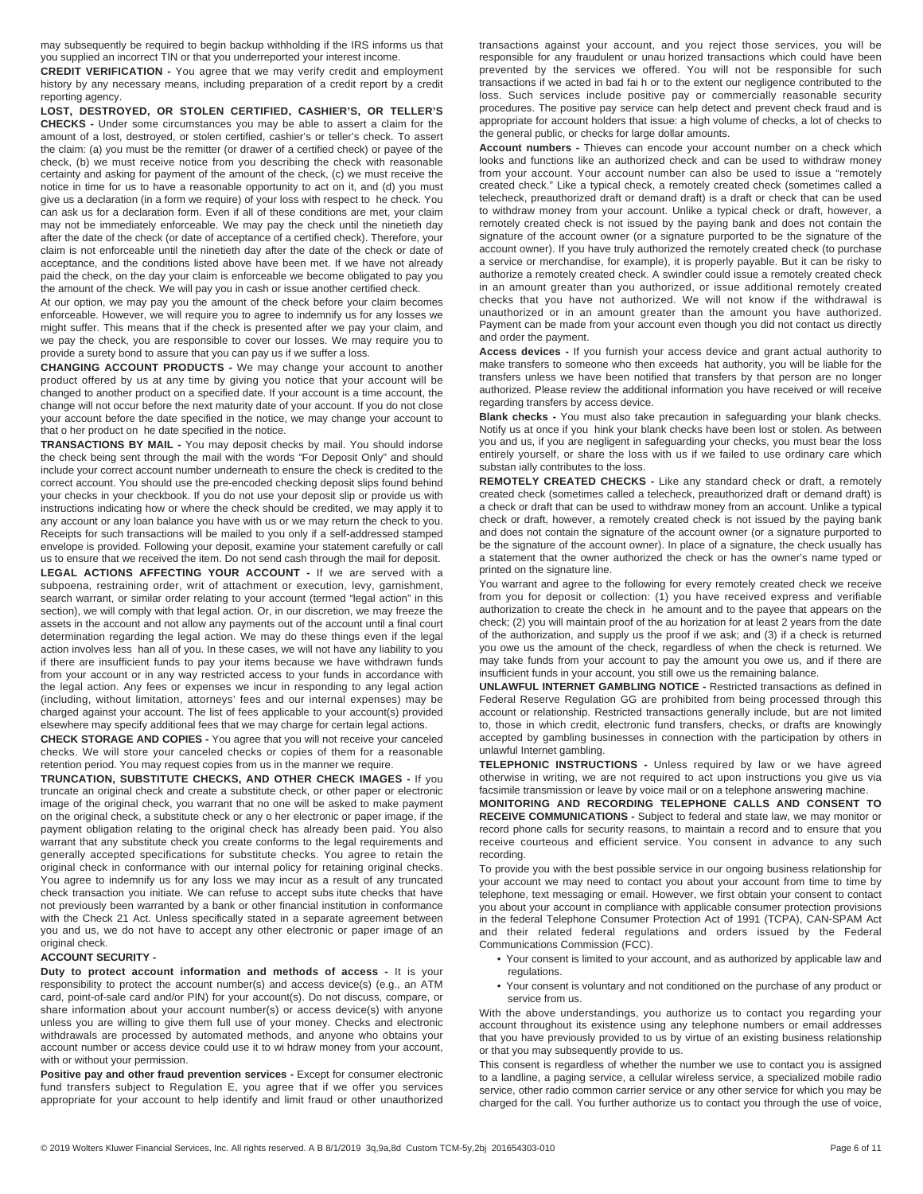may subsequently be required to begin backup withholding if the IRS informs us that you supplied an incorrect TIN or that you underreported your interest income.

**CREDIT VERIFICATION -** You agree that we may verify credit and employment history by any necessary means, including preparation of a credit report by a credit reporting agency.

**LOST, DESTROYED, OR STOLEN CERTIFIED, CASHIER'S, OR TELLER'S CHECKS -** Under some circumstances you may be able to assert a claim for the amount of a lost, destroyed, or stolen certified, cashier's or teller's check. To assert the claim: (a) you must be the remitter (or drawer of a certified check) or payee of the check, (b) we must receive notice from you describing the check with reasonable certainty and asking for payment of the amount of the check, (c) we must receive the notice in time for us to have a reasonable opportunity to act on it, and (d) you must give us a declaration (in a form we require) of your loss with respect to he check. You can ask us for a declaration form. Even if all of these conditions are met, your claim may not be immediately enforceable. We may pay the check until the ninetieth day after the date of the check (or date of acceptance of a certified check). Therefore, your claim is not enforceable until the ninetieth day after the date of the check or date of acceptance, and the conditions listed above have been met. If we have not already paid the check, on the day your claim is enforceable we become obligated to pay you the amount of the check. We will pay you in cash or issue another certified check.

At our option, we may pay you the amount of the check before your claim becomes enforceable. However, we will require you to agree to indemnify us for any losses we might suffer. This means that if the check is presented after we pay your claim, and we pay the check, you are responsible to cover our losses. We may require you to provide a surety bond to assure that you can pay us if we suffer a loss.

**CHANGING ACCOUNT PRODUCTS -** We may change your account to another product offered by us at any time by giving you notice that your account will be changed to another product on a specified date. If your account is a time account, the change will not occur before the next maturity date of your account. If you do not close your account before the date specified in the notice, we may change your account to that o her product on he date specified in the notice.

**TRANSACTIONS BY MAIL -** You may deposit checks by mail. You should indorse the check being sent through the mail with the words "For Deposit Only" and should include your correct account number underneath to ensure the check is credited to the correct account. You should use the pre-encoded checking deposit slips found behind your checks in your checkbook. If you do not use your deposit slip or provide us with instructions indicating how or where the check should be credited, we may apply it to any account or any loan balance you have with us or we may return the check to you. Receipts for such transactions will be mailed to you only if a self-addressed stamped envelope is provided. Following your deposit, examine your statement carefully or call us to ensure that we received the item. Do not send cash through the mail for deposit.

**LEGAL ACTIONS AFFECTING YOUR ACCOUNT -** If we are served with a subpoena, restraining order, writ of attachment or execution, levy, garnishment, search warrant, or similar order relating to your account (termed "legal action" in this section), we will comply with that legal action. Or, in our discretion, we may freeze the assets in the account and not allow any payments out of the account until a final court determination regarding the legal action. We may do these things even if the legal action involves less han all of you. In these cases, we will not have any liability to you if there are insufficient funds to pay your items because we have withdrawn funds from your account or in any way restricted access to your funds in accordance with the legal action. Any fees or expenses we incur in responding to any legal action (including, without limitation, attorneys' fees and our internal expenses) may be charged against your account. The list of fees applicable to your account(s) provided elsewhere may specify additional fees that we may charge for certain legal actions.

**CHECK STORAGE AND COPIES -** You agree that you will not receive your canceled checks. We will store your canceled checks or copies of them for a reasonable retention period. You may request copies from us in the manner we require.

**TRUNCATION, SUBSTITUTE CHECKS, AND OTHER CHECK IMAGES -** If you truncate an original check and create a substitute check, or other paper or electronic image of the original check, you warrant that no one will be asked to make payment on the original check, a substitute check or any o her electronic or paper image, if the payment obligation relating to the original check has already been paid. You also warrant that any substitute check you create conforms to the legal requirements and generally accepted specifications for substitute checks. You agree to retain the original check in conformance with our internal policy for retaining original checks. You agree to indemnify us for any loss we may incur as a result of any truncated check transaction you initiate. We can refuse to accept subs itute checks that have not previously been warranted by a bank or other financial institution in conformance with the Check 21 Act. Unless specifically stated in a separate agreement between you and us, we do not have to accept any other electronic or paper image of an original check.

**ACCOUNT SECURITY -**

**Duty to protect account information and methods of access -** It is your responsibility to protect the account number(s) and access device(s) (e.g., an ATM card, point-of-sale card and/or PIN) for your account(s). Do not discuss, compare, or share information about your account number(s) or access device(s) with anyone unless you are willing to give them full use of your money. Checks and electronic withdrawals are processed by automated methods, and anyone who obtains your account number or access device could use it to wi hdraw money from your account, with or without your permission.

**Positive pay and other fraud prevention services -** Except for consumer electronic fund transfers subject to Regulation E, you agree that if we offer you services appropriate for your account to help identify and limit fraud or other unauthorized transactions against your account, and you reject those services, you will be responsible for any fraudulent or unau horized transactions which could have been prevented by the services we offered. You will not be responsible for such transactions if we acted in bad fai h or to the extent our negligence contributed to the loss. Such services include positive pay or commercially reasonable security procedures. The positive pay service can help detect and prevent check fraud and is appropriate for account holders that issue: a high volume of checks, a lot of checks to the general public, or checks for large dollar amounts.

**Account numbers -** Thieves can encode your account number on a check which looks and functions like an authorized check and can be used to withdraw money from your account. Your account number can also be used to issue a "remotely created check." Like a typical check, a remotely created check (sometimes called a telecheck, preauthorized draft or demand draft) is a draft or check that can be used to withdraw money from your account. Unlike a typical check or draft, however, a remotely created check is not issued by the paying bank and does not contain the signature of the account owner (or a signature purported to be the signature of the account owner). If you have truly authorized the remotely created check (to purchase a service or merchandise, for example), it is properly payable. But it can be risky to authorize a remotely created check. A swindler could issue a remotely created check in an amount greater than you authorized, or issue additional remotely created checks that you have not authorized. We will not know if the withdrawal is unauthorized or in an amount greater than the amount you have authorized. Payment can be made from your account even though you did not contact us directly and order the payment.

**Access devices -** If you furnish your access device and grant actual authority to make transfers to someone who then exceeds hat authority, you will be liable for the transfers unless we have been notified that transfers by that person are no longer authorized. Please review the additional information you have received or will receive regarding transfers by access device.

**Blank checks -** You must also take precaution in safeguarding your blank checks. Notify us at once if you hink your blank checks have been lost or stolen. As between you and us, if you are negligent in safeguarding your checks, you must bear the loss entirely yourself, or share the loss with us if we failed to use ordinary care which substan ially contributes to the loss.

**REMOTELY CREATED CHECKS -** Like any standard check or draft, a remotely created check (sometimes called a telecheck, preauthorized draft or demand draft) is a check or draft that can be used to withdraw money from an account. Unlike a typical check or draft, however, a remotely created check is not issued by the paying bank and does not contain the signature of the account owner (or a signature purported to be the signature of the account owner). In place of a signature, the check usually has a statement that the owner authorized the check or has the owner's name typed or printed on the signature line.

You warrant and agree to the following for every remotely created check we receive from you for deposit or collection: (1) you have received express and verifiable authorization to create the check in he amount and to the payee that appears on the check; (2) you will maintain proof of the au horization for at least 2 years from the date of the authorization, and supply us the proof if we ask; and (3) if a check is returned you owe us the amount of the check, regardless of when the check is returned. We may take funds from your account to pay the amount you owe us, and if there are insufficient funds in your account, you still owe us the remaining balance.

**UNLAWFUL INTERNET GAMBLING NOTICE -** Restricted transactions as defined in Federal Reserve Regulation GG are prohibited from being processed through this account or relationship. Restricted transactions generally include, but are not limited to, those in which credit, electronic fund transfers, checks, or drafts are knowingly accepted by gambling businesses in connection with the participation by others in unlawful Internet gambling.

**TELEPHONIC INSTRUCTIONS -** Unless required by law or we have agreed otherwise in writing, we are not required to act upon instructions you give us via facsimile transmission or leave by voice mail or on a telephone answering machine.

**MONITORING AND RECORDING TELEPHONE CALLS AND CONSENT TO RECEIVE COMMUNICATIONS -** Subject to federal and state law, we may monitor or record phone calls for security reasons, to maintain a record and to ensure that you receive courteous and efficient service. You consent in advance to any such recording.

To provide you with the best possible service in our ongoing business relationship for your account we may need to contact you about your account from time to time by telephone, text messaging or email. However, we first obtain your consent to contact you about your account in compliance with applicable consumer protection provisions in the federal Telephone Consumer Protection Act of 1991 (TCPA), CAN-SPAM Act and their related federal regulations and orders issued by the Federal Communications Commission (FCC).

- Your consent is limited to your account, and as authorized by applicable law and regulations.
- Your consent is voluntary and not conditioned on the purchase of any product or service from us.

With the above understandings, you authorize us to contact you regarding your account throughout its existence using any telephone numbers or email addresses that you have previously provided to us by virtue of an existing business relationship or that you may subsequently provide to us.

This consent is regardless of whether the number we use to contact you is assigned to a landline, a paging service, a cellular wireless service, a specialized mobile radio service, other radio common carrier service or any other service for which you may be charged for the call. You further authorize us to contact you through the use of voice,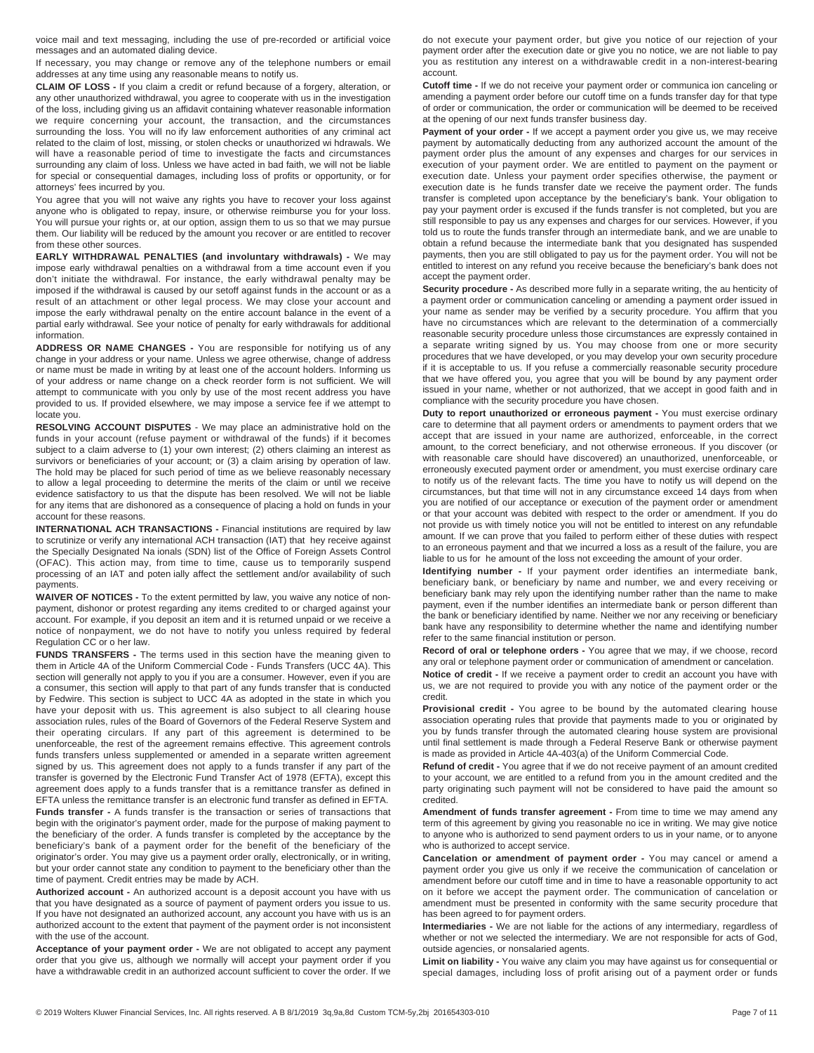voice mail and text messaging, including the use of pre-recorded or artificial voice messages and an automated dialing device.

If necessary, you may change or remove any of the telephone numbers or email addresses at any time using any reasonable means to notify us.

**CLAIM OF LOSS -** If you claim a credit or refund because of a forgery, alteration, or any other unauthorized withdrawal, you agree to cooperate with us in the investigation of the loss, including giving us an affidavit containing whatever reasonable information we require concerning your account, the transaction, and the circumstances surrounding the loss. You will no ify law enforcement authorities of any criminal act related to the claim of lost, missing, or stolen checks or unauthorized wi hdrawals. We will have a reasonable period of time to investigate the facts and circumstances surrounding any claim of loss. Unless we have acted in bad faith, we will not be liable for special or consequential damages, including loss of profits or opportunity, or for attorneys' fees incurred by you.

You agree that you will not waive any rights you have to recover your loss against anyone who is obligated to repay, insure, or otherwise reimburse you for your loss. You will pursue your rights or, at our option, assign them to us so that we may pursue them. Our liability will be reduced by the amount you recover or are entitled to recover from these other sources.

**EARLY WITHDRAWAL PENALTIES (and involuntary withdrawals) -** We may impose early withdrawal penalties on a withdrawal from a time account even if you don't initiate the withdrawal. For instance, the early withdrawal penalty may be imposed if the withdrawal is caused by our setoff against funds in the account or as a result of an attachment or other legal process. We may close your account and impose the early withdrawal penalty on the entire account balance in the event of a partial early withdrawal. See your notice of penalty for early withdrawals for additional information.

**ADDRESS OR NAME CHANGES -** You are responsible for notifying us of any change in your address or your name. Unless we agree otherwise, change of address or name must be made in writing by at least one of the account holders. Informing us of your address or name change on a check reorder form is not sufficient. We will attempt to communicate with you only by use of the most recent address you have provided to us. If provided elsewhere, we may impose a service fee if we attempt to locate you.

**RESOLVING ACCOUNT DISPUTES** - We may place an administrative hold on the funds in your account (refuse payment or withdrawal of the funds) if it becomes subject to a claim adverse to (1) your own interest; (2) others claiming an interest as survivors or beneficiaries of your account; or (3) a claim arising by operation of law. The hold may be placed for such period of time as we believe reasonably necessary to allow a legal proceeding to determine the merits of the claim or until we receive evidence satisfactory to us that the dispute has been resolved. We will not be liable for any items that are dishonored as a consequence of placing a hold on funds in your account for these reasons.

**INTERNATIONAL ACH TRANSACTIONS -** Financial institutions are required by law to scrutinize or verify any international ACH transaction (IAT) that hey receive against the Specially Designated Na ionals (SDN) list of the Office of Foreign Assets Control (OFAC). This action may, from time to time, cause us to temporarily suspend processing of an IAT and poten ially affect the settlement and/or availability of such payments.

**WAIVER OF NOTICES -** To the extent permitted by law, you waive any notice of non-payment, dishonor or protest regarding any items credited to or charged against your account. For example, if you deposit an item and it is returned unpaid or we receive a notice of nonpayment, we do not have to notify you unless required by federal Regulation CC or o her law.

**FUNDS TRANSFERS -** The terms used in this section have the meaning given to them in Article 4A of the Uniform Commercial Code - Funds Transfers (UCC 4A). This section will generally not apply to you if you are a consumer. However, even if you are a consumer, this section will apply to that part of any funds transfer that is conducted by Fedwire. This section is subject to UCC 4A as adopted in the state in which you have your deposit with us. This agreement is also subject to all clearing house association rules, rules of the Board of Governors of the Federal Reserve System and their operating circulars. If any part of this agreement is determined to be unenforceable, the rest of the agreement remains effective. This agreement controls funds transfers unless supplemented or amended in a separate written agreement signed by us. This agreement does not apply to a funds transfer if any part of the transfer is governed by the Electronic Fund Transfer Act of 1978 (EFTA), except this agreement does apply to a funds transfer that is a remittance transfer as defined in EFTA unless the remittance transfer is an electronic fund transfer as defined in EFTA.

**Funds transfer -** A funds transfer is the transaction or series of transactions that begin with the originator's payment order, made for the purpose of making payment to the beneficiary of the order. A funds transfer is completed by the acceptance by the beneficiary's bank of a payment order for the benefit of the beneficiary of the originator's order. You may give us a payment order orally, electronically, or in writing, but your order cannot state any condition to payment to the beneficiary other than the time of payment. Credit entries may be made by ACH.

**Authorized account -** An authorized account is a deposit account you have with us that you have designated as a source of payment of payment orders you issue to us. If you have not designated an authorized account, any account you have with us is an authorized account to the extent that payment of the payment order is not inconsistent with the use of the account.

**Acceptance of your payment order -** We are not obligated to accept any payment order that you give us, although we normally will accept your payment order if you have a withdrawable credit in an authorized account sufficient to cover the order. If we do not execute your payment order, but give you notice of our rejection of your payment order after the execution date or give you no notice, we are not liable to pay you as restitution any interest on a withdrawable credit in a non-interest-bearing account.

**Cutoff time -** If we do not receive your payment order or communica ion canceling or amending a payment order before our cutoff time on a funds transfer day for that type of order or communication, the order or communication will be deemed to be received at the opening of our next funds transfer business day.

**Payment of your order -** If we accept a payment order you give us, we may receive payment by automatically deducting from any authorized account the amount of the payment order plus the amount of any expenses and charges for our services in execution of your payment order. We are entitled to payment on the payment or execution date. Unless your payment order specifies otherwise, the payment or execution date is he funds transfer date we receive the payment order. The funds transfer is completed upon acceptance by the beneficiary's bank. Your obligation to pay your payment order is excused if the funds transfer is not completed, but you are still responsible to pay us any expenses and charges for our services. However, if you told us to route the funds transfer through an intermediate bank, and we are unable to obtain a refund because the intermediate bank that you designated has suspended payments, then you are still obligated to pay us for the payment order. You will not be entitled to interest on any refund you receive because the beneficiary's bank does not accept the payment order.

**Security procedure -** As described more fully in a separate writing, the au henticity of a payment order or communication canceling or amending a payment order issued in your name as sender may be verified by a security procedure. You affirm that you have no circumstances which are relevant to the determination of a commercially reasonable security procedure unless those circumstances are expressly contained in a separate writing signed by us. You may choose from one or more security procedures that we have developed, or you may develop your own security procedure if it is acceptable to us. If you refuse a commercially reasonable security procedure that we have offered you, you agree that you will be bound by any payment order issued in your name, whether or not authorized, that we accept in good faith and in compliance with the security procedure you have chosen.

**Duty to report unauthorized or erroneous payment -** You must exercise ordinary care to determine that all payment orders or amendments to payment orders that we accept that are issued in your name are authorized, enforceable, in the correct amount, to the correct beneficiary, and not otherwise erroneous. If you discover (or with reasonable care should have discovered) an unauthorized, unenforceable, or erroneously executed payment order or amendment, you must exercise ordinary care to notify us of the relevant facts. The time you have to notify us will depend on the circumstances, but that time will not in any circumstance exceed 14 days from when you are notified of our acceptance or execution of the payment order or amendment or that your account was debited with respect to the order or amendment. If you do not provide us with timely notice you will not be entitled to interest on any refundable amount. If we can prove that you failed to perform either of these duties with respect to an erroneous payment and that we incurred a loss as a result of the failure, you are liable to us for he amount of the loss not exceeding the amount of your order.

**Identifying number -** If your payment order identifies an intermediate bank, beneficiary bank, or beneficiary by name and number, we and every receiving or beneficiary bank may rely upon the identifying number rather than the name to make payment, even if the number identifies an intermediate bank or person different than the bank or beneficiary identified by name. Neither we nor any receiving or beneficiary bank have any responsibility to determine whether the name and identifying number refer to the same financial institution or person.

**Record of oral or telephone orders -** You agree that we may, if we choose, record any oral or telephone payment order or communication of amendment or cancelation.

**Notice of credit -** If we receive a payment order to credit an account you have with us, we are not required to provide you with any notice of the payment order or the credit.

**Provisional credit -** You agree to be bound by the automated clearing house association operating rules that provide that payments made to you or originated by you by funds transfer through the automated clearing house system are provisional until final settlement is made through a Federal Reserve Bank or otherwise payment is made as provided in Article 4A-403(a) of the Uniform Commercial Code.

**Refund of credit -** You agree that if we do not receive payment of an amount credited to your account, we are entitled to a refund from you in the amount credited and the party originating such payment will not be considered to have paid the amount so credited.

**Amendment of funds transfer agreement -** From time to time we may amend any term of this agreement by giving you reasonable no ice in writing. We may give notice to anyone who is authorized to send payment orders to us in your name, or to anyone who is authorized to accept service.

**Cancelation or amendment of payment order -** You may cancel or amend a payment order you give us only if we receive the communication of cancelation or amendment before our cutoff time and in time to have a reasonable opportunity to act on it before we accept the payment order. The communication of cancelation or amendment must be presented in conformity with the same security procedure that has been agreed to for payment orders.

**Intermediaries -** We are not liable for the actions of any intermediary, regardless of whether or not we selected the intermediary. We are not responsible for acts of God, outside agencies, or nonsalaried agents.

**Limit on liability -** You waive any claim you may have against us for consequential or special damages, including loss of profit arising out of a payment order or funds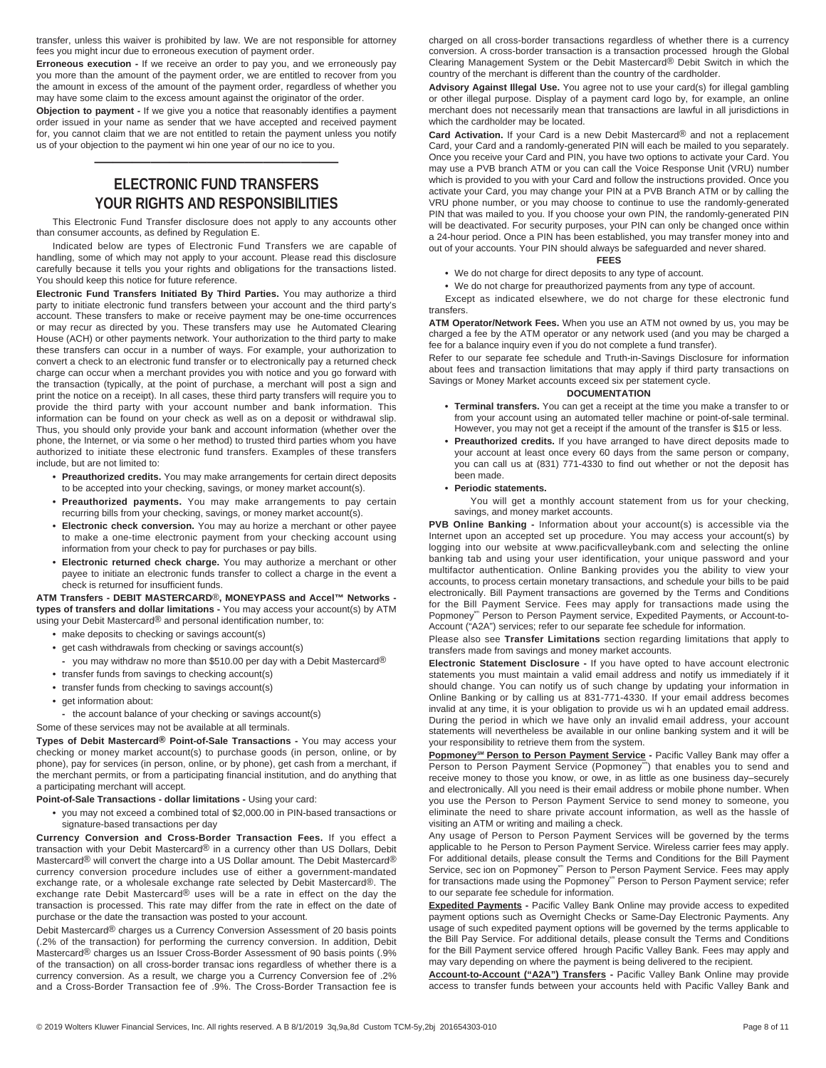transfer, unless this waiver is prohibited by law. We are not responsible for attorney fees you might incur due to erroneous execution of payment order.

**Erroneous execution -** If we receive an order to pay you, and we erroneously pay you more than the amount of the payment order, we are entitled to recover from you the amount in excess of the amount of the payment order, regardless of whether you may have some claim to the excess amount against the originator of the order.

**Objection to payment -** If we give you a notice that reasonably identifies a payment order issued in your name as sender that we have accepted and received payment for, you cannot claim that we are not entitled to retain the payment unless you notify us of your objection to the payment wi hin one year of our no ice to you.

---

## ELECTRONIC FUND TRANSFERS YOUR RIGHTS AND RESPONSIBILITIES

This Electronic Fund Transfer disclosure does not apply to any accounts other than consumer accounts, as defined by Regulation E.

Indicated below are types of Electronic Fund Transfers we are capable of handling, some of which may not apply to your account. Please read this disclosure carefully because it tells you your rights and obligations for the transactions listed. You should keep this notice for future reference.

**Electronic Fund Transfers Initiated By Third Parties.** You may authorize a third party to initiate electronic fund transfers between your account and the third party's account. These transfers to make or receive payment may be one-time occurrences or may recur as directed by you. These transfers may use he Automated Clearing House (ACH) or other payments network. Your authorization to the third party to make these transfers can occur in a number of ways. For example, your authorization to convert a check to an electronic fund transfer or to electronically pay a returned check charge can occur when a merchant provides you with notice and you go forward with the transaction (typically, at the point of purchase, a merchant will post a sign and print the notice on a receipt). In all cases, these third party transfers will require you to provide the third party with your account number and bank information. This information can be found on your check as well as on a deposit or withdrawal slip. Thus, you should only provide your bank and account information (whether over the phone, the Internet, or via some o her method) to trusted third parties whom you have authorized to initiate these electronic fund transfers. Examples of these transfers include, but are not limited to:

- **Preauthorized credits.** You may make arrangements for certain direct deposits to be accepted into your checking, savings, or money market account(s).
- **Preauthorized payments.** You may make arrangements to pay certain recurring bills from your checking, savings, or money market account(s).
- **Electronic check conversion.** You may au horize a merchant or other payee to make a one-time electronic payment from your checking account using information from your check to pay for purchases or pay bills.
- **Electronic returned check charge.** You may authorize a merchant or other payee to initiate an electronic funds transfer to collect a charge in the event a check is returned for insufficient funds.

**ATM Transfers - DEBIT MASTERCARD®, MONEYPASS and Accel™ Networks - types of transfers and dollar limitations -** You may access your account(s) by ATM using your Debit Mastercard® and personal identification number, to:

- make deposits to checking or savings account(s)
- get cash withdrawals from checking or savings account(s)
  - you may withdraw no more than $510.00 per day with a Debit Mastercard®
- transfer funds from savings to checking account(s)
- transfer funds from checking to savings account(s)
- get information about:
  - the account balance of your checking or savings account(s)

Some of these services may not be available at all terminals.

**Types of Debit Mastercard® Point-of-Sale Transactions -** You may access your checking or money market account(s) to purchase goods (in person, online, or by phone), pay for services (in person, online, or by phone), get cash from a merchant, if the merchant permits, or from a participating financial institution, and do anything that a participating merchant will accept.

**Point-of-Sale Transactions - dollar limitations -** Using your card:

- you may not exceed a combined total of $2,000.00 in PIN-based transactions or signature-based transactions per day

**Currency Conversion and Cross-Border Transaction Fees.** If you effect a transaction with your Debit Mastercard® in a currency other than US Dollars, Debit Mastercard® will convert the charge into a US Dollar amount. The Debit Mastercard® currency conversion procedure includes use of either a government-mandated exchange rate, or a wholesale exchange rate selected by Debit Mastercard®. The exchange rate Debit Mastercard® uses will be a rate in effect on the day the transaction is processed. This rate may differ from the rate in effect on the date of purchase or the date the transaction was posted to your account.

Debit Mastercard® charges us a Currency Conversion Assessment of 20 basis points (.2% of the transaction) for performing the currency conversion. In addition, Debit Mastercard® charges us an Issuer Cross-Border Assessment of 90 basis points (.9% of the transaction) on all cross-border transac ions regardless of whether there is a currency conversion. As a result, we charge you a Currency Conversion fee of .2% and a Cross-Border Transaction fee of .9%. The Cross-Border Transaction fee is charged on all cross-border transactions regardless of whether there is a currency conversion. A cross-border transaction is a transaction processed hrough the Global Clearing Management System or the Debit Mastercard® Debit Switch in which the country of the merchant is different than the country of the cardholder.

**Advisory Against Illegal Use.** You agree not to use your card(s) for illegal gambling or other illegal purpose. Display of a payment card logo by, for example, an online merchant does not necessarily mean that transactions are lawful in all jurisdictions in which the cardholder may be located.

**Card Activation.** If your Card is a new Debit Mastercard® and not a replacement Card, your Card and a randomly-generated PIN will each be mailed to you separately. Once you receive your Card and PIN, you have two options to activate your Card. You may use a PVB branch ATM or you can call the Voice Response Unit (VRU) number which is provided to you with your Card and follow the instructions provided. Once you activate your Card, you may change your PIN at a PVB Branch ATM or by calling the VRU phone number, or you may choose to continue to use the randomly-generated PIN that was mailed to you. If you choose your own PIN, the randomly-generated PIN will be deactivated. For security purposes, your PIN can only be changed once within a 24-hour period. Once a PIN has been established, you may transfer money into and out of your accounts. Your PIN should always be safeguarded and never shared.

**FEES**

- We do not charge for direct deposits to any type of account.
- We do not charge for preauthorized payments from any type of account.

Except as indicated elsewhere, we do not charge for these electronic fund transfers.

**ATM Operator/Network Fees.** When you use an ATM not owned by us, you may be charged a fee by the ATM operator or any network used (and you may be charged a fee for a balance inquiry even if you do not complete a fund transfer).

Refer to our separate fee schedule and Truth-in-Savings Disclosure for information about fees and transaction limitations that may apply if third party transactions on Savings or Money Market accounts exceed six per statement cycle.

**DOCUMENTATION**

- **Terminal transfers.** You can get a receipt at the time you make a transfer to or from your account using an automated teller machine or point-of-sale terminal. However, you may not get a receipt if the amount of the transfer is $15 or less.
- **Preauthorized credits.** If you have arranged to have direct deposits made to your account at least once every 60 days from the same person or company, you can call us at (831) 771-4330 to find out whether or not the deposit has been made.
- **Periodic statements.**

  You will get a monthly account statement from us for your checking, savings, and money market accounts.

**PVB Online Banking -** Information about your account(s) is accessible via the Internet upon an accepted set up procedure. You may access your account(s) by logging into our website at www.pacificvalleybank.com and selecting the online banking tab and using your user identification, your unique password and your multifactor authentication. Online Banking provides you the ability to view your accounts, to process certain monetary transactions, and schedule your bills to be paid electronically. Bill Payment transactions are governed by the Terms and Conditions for the Bill Payment Service. Fees may apply for transactions made using the Popmoney℠ Person to Person Payment service, Expedited Payments, or Account-to-Account ("A2A") services; refer to our separate fee schedule for information.

Please also see **Transfer Limitations** section regarding limitations that apply to transfers made from savings and money market accounts.

**Electronic Statement Disclosure -** If you have opted to have account electronic statements you must maintain a valid email address and notify us immediately if it should change. You can notify us of such change by updating your information in Online Banking or by calling us at 831-771-4330. If your email address becomes invalid at any time, it is your obligation to provide us wi h an updated email address. During the period in which we have only an invalid email address, your account statements will nevertheless be available in our online banking system and it will be your responsibility to retrieve them from the system.

**Popmoney℠ Person to Person Payment Service -** Pacific Valley Bank may offer a Person to Person Payment Service (Popmoney℠) that enables you to send and receive money to those you know, or owe, in as little as one business day–securely and electronically. All you need is their email address or mobile phone number. When you use the Person to Person Payment Service to send money to someone, you eliminate the need to share private account information, as well as the hassle of visiting an ATM or writing and mailing a check.

Any usage of Person to Person Payment Services will be governed by the terms applicable to he Person to Person Payment Service. Wireless carrier fees may apply. For additional details, please consult the Terms and Conditions for the Bill Payment Service, sec ion on Popmoney℠ Person to Person Payment Service. Fees may apply for transactions made using the Popmoney℠ Person to Person Payment service; refer to our separate fee schedule for information.

**Expedited Payments -** Pacific Valley Bank Online may provide access to expedited payment options such as Overnight Checks or Same-Day Electronic Payments. Any usage of such expedited payment options will be governed by the terms applicable to the Bill Pay Service. For additional details, please consult the Terms and Conditions for the Bill Payment service offered hrough Pacific Valley Bank. Fees may apply and may vary depending on where the payment is being delivered to the recipient.

**Account-to-Account ("A2A") Transfers -** Pacific Valley Bank Online may provide access to transfer funds between your accounts held with Pacific Valley Bank and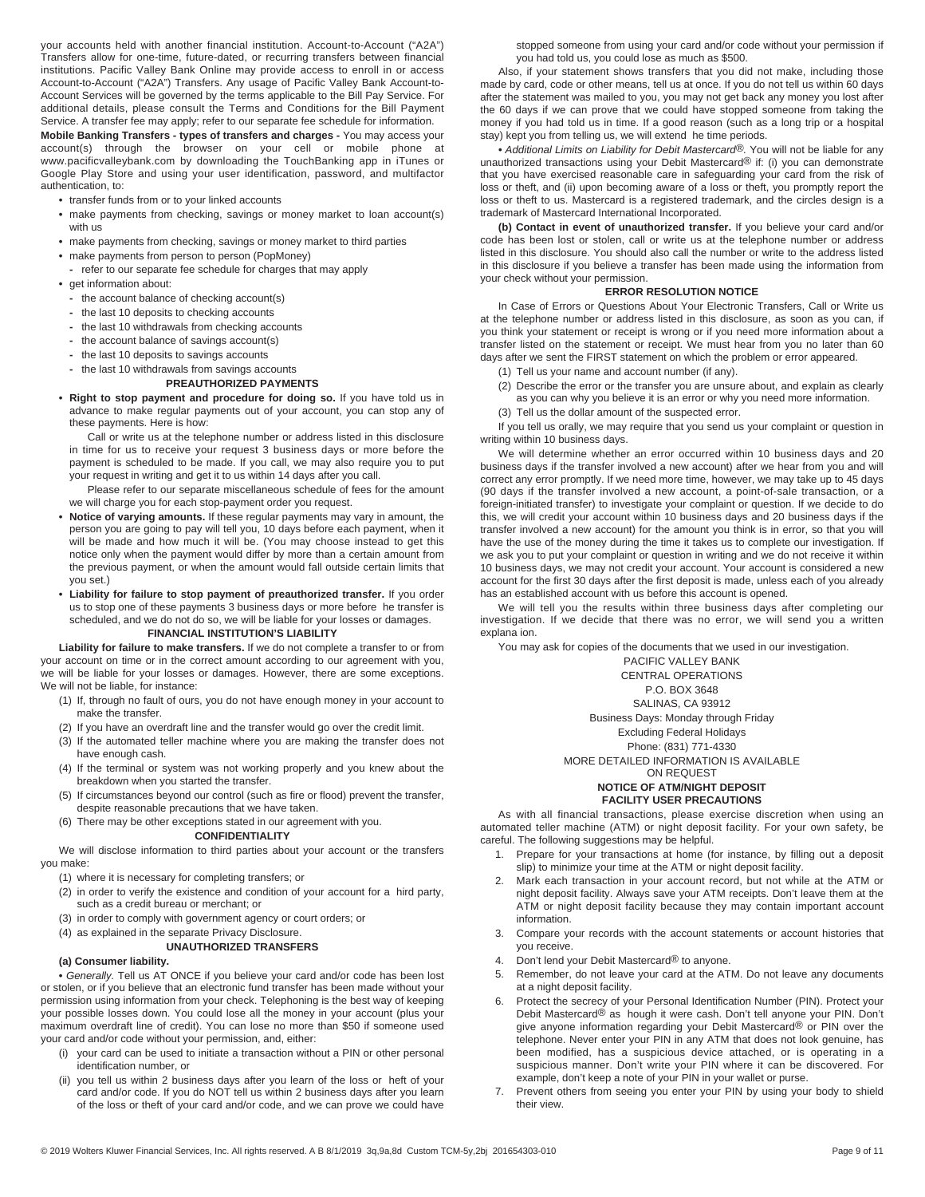your accounts held with another financial institution. Account-to-Account ("A2A") Transfers allow for one-time, future-dated, or recurring transfers between financial institutions. Pacific Valley Bank Online may provide access to enroll in or access Account-to-Account ("A2A") Transfers. Any usage of Pacific Valley Bank Account-to-Account Services will be governed by the terms applicable to the Bill Pay Service. For additional details, please consult the Terms and Conditions for the Bill Payment Service. A transfer fee may apply; refer to our separate fee schedule for information.

**Mobile Banking Transfers - types of transfers and charges -** You may access your account(s) through the browser on your cell or mobile phone at www.pacificvalleybank.com by downloading the TouchBanking app in iTunes or Google Play Store and using your user identification, password, and multifactor authentication, to:

- transfer funds from or to your linked accounts
- make payments from checking, savings or money market to loan account(s) with us
- make payments from checking, savings or money market to third parties
- make payments from person to person (PopMoney)
  - refer to our separate fee schedule for charges that may apply
- get information about:
  - the account balance of checking account(s)
  - the last 10 deposits to checking accounts
  - the last 10 withdrawals from checking accounts
  - the account balance of savings account(s)
  - the last 10 deposits to savings accounts
  - the last 10 withdrawals from savings accounts

**PREAUTHORIZED PAYMENTS**

- **Right to stop payment and procedure for doing so.** If you have told us in advance to make regular payments out of your account, you can stop any of these payments. Here is how:

  Call or write us at the telephone number or address listed in this disclosure in time for us to receive your request 3 business days or more before the payment is scheduled to be made. If you call, we may also require you to put your request in writing and get it to us within 14 days after you call.

  Please refer to our separate miscellaneous schedule of fees for the amount we will charge you for each stop-payment order you request.
- **Notice of varying amounts.** If these regular payments may vary in amount, the person you are going to pay will tell you, 10 days before each payment, when it will be made and how much it will be. (You may choose instead to get this notice only when the payment would differ by more than a certain amount from the previous payment, or when the amount would fall outside certain limits that you set.)
- **Liability for failure to stop payment of preauthorized transfer.** If you order us to stop one of these payments 3 business days or more before he transfer is scheduled, and we do not do so, we will be liable for your losses or damages.

**FINANCIAL INSTITUTION'S LIABILITY**

**Liability for failure to make transfers.** If we do not complete a transfer to or from your account on time or in the correct amount according to our agreement with you, we will be liable for your losses or damages. However, there are some exceptions. We will not be liable, for instance:

(1) If, through no fault of ours, you do not have enough money in your account to make the transfer.
(2) If you have an overdraft line and the transfer would go over the credit limit.
(3) If the automated teller machine where you are making the transfer does not have enough cash.
(4) If the terminal or system was not working properly and you knew about the breakdown when you started the transfer.
(5) If circumstances beyond our control (such as fire or flood) prevent the transfer, despite reasonable precautions that we have taken.
(6) There may be other exceptions stated in our agreement with you.

**CONFIDENTIALITY**

We will disclose information to third parties about your account or the transfers you make:

(1) where it is necessary for completing transfers; or
(2) in order to verify the existence and condition of your account for a hird party, such as a credit bureau or merchant; or
(3) in order to comply with government agency or court orders; or
(4) as explained in the separate Privacy Disclosure.

**UNAUTHORIZED TRANSFERS**

**(a) Consumer liability.**

• *Generally.* Tell us AT ONCE if you believe your card and/or code has been lost or stolen, or if you believe that an electronic fund transfer has been made without your permission using information from your check. Telephoning is the best way of keeping your possible losses down. You could lose all the money in your account (plus your maximum overdraft line of credit). You can lose no more than $50 if someone used your card and/or code without your permission, and, either:

(i) your card can be used to initiate a transaction without a PIN or other personal identification number, or
(ii) you tell us within 2 business days after you learn of the loss or heft of your card and/or code. If you do NOT tell us within 2 business days after you learn of the loss or theft of your card and/or code, and we can prove we could have stopped someone from using your card and/or code without your permission if you had told us, you could lose as much as $500.

Also, if your statement shows transfers that you did not make, including those made by card, code or other means, tell us at once. If you do not tell us within 60 days after the statement was mailed to you, you may not get back any money you lost after the 60 days if we can prove that we could have stopped someone from taking the money if you had told us in time. If a good reason (such as a long trip or a hospital stay) kept you from telling us, we will extend he time periods.

• *Additional Limits on Liability for Debit Mastercard®.* You will not be liable for any unauthorized transactions using your Debit Mastercard® if: (i) you can demonstrate that you have exercised reasonable care in safeguarding your card from the risk of loss or theft, and (ii) upon becoming aware of a loss or theft, you promptly report the loss or theft to us. Mastercard is a registered trademark, and the circles design is a trademark of Mastercard International Incorporated.

**(b) Contact in event of unauthorized transfer.** If you believe your card and/or code has been lost or stolen, call or write us at the telephone number or address listed in this disclosure. You should also call the number or write to the address listed in this disclosure if you believe a transfer has been made using the information from your check without your permission.

**ERROR RESOLUTION NOTICE**

In Case of Errors or Questions About Your Electronic Transfers, Call or Write us at the telephone number or address listed in this disclosure, as soon as you can, if you think your statement or receipt is wrong or if you need more information about a transfer listed on the statement or receipt. We must hear from you no later than 60 days after we sent the FIRST statement on which the problem or error appeared.

(1) Tell us your name and account number (if any).
(2) Describe the error or the transfer you are unsure about, and explain as clearly as you can why you believe it is an error or why you need more information.
(3) Tell us the dollar amount of the suspected error.

If you tell us orally, we may require that you send us your complaint or question in writing within 10 business days.

We will determine whether an error occurred within 10 business days and 20 business days if the transfer involved a new account) after we hear from you and will correct any error promptly. If we need more time, however, we may take up to 45 days (90 days if the transfer involved a new account, a point-of-sale transaction, or a foreign-initiated transfer) to investigate your complaint or question. If we decide to do this, we will credit your account within 10 business days and 20 business days if the transfer involved a new account) for the amount you think is in error, so that you will have the use of the money during the time it takes us to complete our investigation. If we ask you to put your complaint or question in writing and we do not receive it within 10 business days, we may not credit your account. Your account is considered a new account for the first 30 days after the first deposit is made, unless each of you already has an established account with us before this account is opened.

We will tell you the results within three business days after completing our investigation. If we decide that there was no error, we will send you a written explana ion.

You may ask for copies of the documents that we used in our investigation.

PACIFIC VALLEY BANK
CENTRAL OPERATIONS
P.O. BOX 3648
SALINAS, CA 93912
Business Days: Monday through Friday
Excluding Federal Holidays
Phone: (831) 771-4330
MORE DETAILED INFORMATION IS AVAILABLE ON REQUEST

**NOTICE OF ATM/NIGHT DEPOSIT FACILITY USER PRECAUTIONS**

As with all financial transactions, please exercise discretion when using an automated teller machine (ATM) or night deposit facility. For your own safety, be careful. The following suggestions may be helpful.

1. Prepare for your transactions at home (for instance, by filling out a deposit slip) to minimize your time at the ATM or night deposit facility.
2. Mark each transaction in your account record, but not while at the ATM or night deposit facility. Always save your ATM receipts. Don't leave them at the ATM or night deposit facility because they may contain important account information.
3. Compare your records with the account statements or account histories that you receive.
4. Don't lend your Debit Mastercard® to anyone.
5. Remember, do not leave your card at the ATM. Do not leave any documents at a night deposit facility.
6. Protect the secrecy of your Personal Identification Number (PIN). Protect your Debit Mastercard® as hough it were cash. Don't tell anyone your PIN. Don't give anyone information regarding your Debit Mastercard® or PIN over the telephone. Never enter your PIN in any ATM that does not look genuine, has been modified, has a suspicious device attached, or is operating in a suspicious manner. Don't write your PIN where it can be discovered. For example, don't keep a note of your PIN in your wallet or purse.
7. Prevent others from seeing you enter your PIN by using your body to shield their view.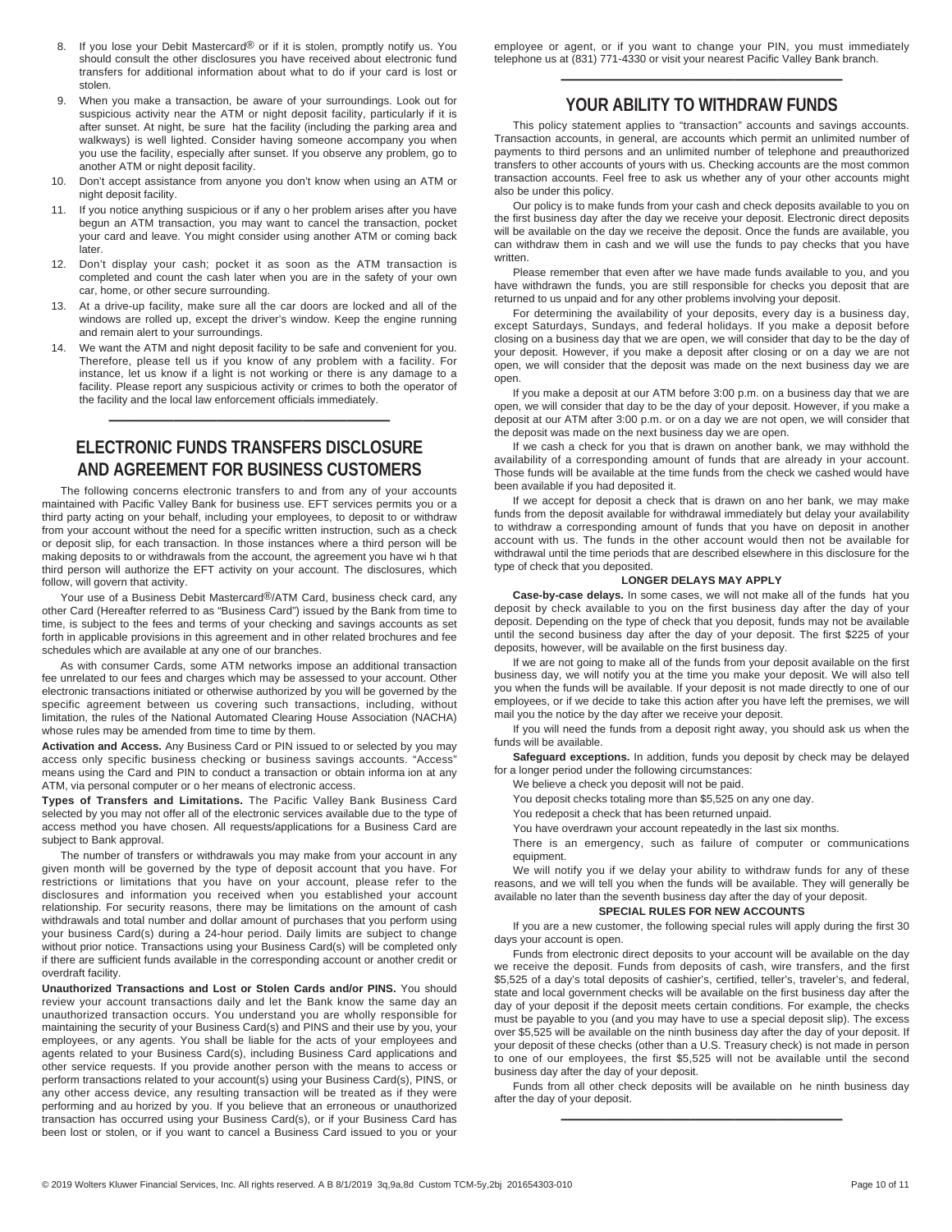8. If you lose your Debit Mastercard® or if it is stolen, promptly notify us. You should consult the other disclosures you have received about electronic fund transfers for additional information about what to do if your card is lost or stolen.
9. When you make a transaction, be aware of your surroundings. Look out for suspicious activity near the ATM or night deposit facility, particularly if it is after sunset. At night, be sure hat the facility (including the parking area and walkways) is well lighted. Consider having someone accompany you when you use the facility, especially after sunset. If you observe any problem, go to another ATM or night deposit facility.
10. Don't accept assistance from anyone you don't know when using an ATM or night deposit facility.
11. If you notice anything suspicious or if any o her problem arises after you have begun an ATM transaction, you may want to cancel the transaction, pocket your card and leave. You might consider using another ATM or coming back later.
12. Don't display your cash; pocket it as soon as the ATM transaction is completed and count the cash later when you are in the safety of your own car, home, or other secure surrounding.
13. At a drive-up facility, make sure all the car doors are locked and all of the windows are rolled up, except the driver's window. Keep the engine running and remain alert to your surroundings.
14. We want the ATM and night deposit facility to be safe and convenient for you. Therefore, please tell us if you know of any problem with a facility. For instance, let us know if a light is not working or there is any damage to a facility. Please report any suspicious activity or crimes to both the operator of the facility and the local law enforcement officials immediately.

---

## ELECTRONIC FUNDS TRANSFERS DISCLOSURE AND AGREEMENT FOR BUSINESS CUSTOMERS

The following concerns electronic transfers to and from any of your accounts maintained with Pacific Valley Bank for business use. EFT services permits you or a third party acting on your behalf, including your employees, to deposit to or withdraw from your account without the need for a specific written instruction, such as a check or deposit slip, for each transaction. In those instances where a third person will be making deposits to or withdrawals from the account, the agreement you have wi h that third person will authorize the EFT activity on your account. The disclosures, which follow, will govern that activity.

Your use of a Business Debit Mastercard®/ATM Card, business check card, any other Card (Hereafter referred to as "Business Card") issued by the Bank from time to time, is subject to the fees and terms of your checking and savings accounts as set forth in applicable provisions in this agreement and in other related brochures and fee schedules which are available at any one of our branches.

As with consumer Cards, some ATM networks impose an additional transaction fee unrelated to our fees and charges which may be assessed to your account. Other electronic transactions initiated or otherwise authorized by you will be governed by the specific agreement between us covering such transactions, including, without limitation, the rules of the National Automated Clearing House Association (NACHA) whose rules may be amended from time to time by them.

**Activation and Access.** Any Business Card or PIN issued to or selected by you may access only specific business checking or business savings accounts. "Access" means using the Card and PIN to conduct a transaction or obtain informa ion at any ATM, via personal computer or o her means of electronic access.

**Types of Transfers and Limitations.** The Pacific Valley Bank Business Card selected by you may not offer all of the electronic services available due to the type of access method you have chosen. All requests/applications for a Business Card are subject to Bank approval.

The number of transfers or withdrawals you may make from your account in any given month will be governed by the type of deposit account that you have. For restrictions or limitations that you have on your account, please refer to the disclosures and information you received when you established your account relationship. For security reasons, there may be limitations on the amount of cash withdrawals and total number and dollar amount of purchases that you perform using your business Card(s) during a 24-hour period. Daily limits are subject to change without prior notice. Transactions using your Business Card(s) will be completed only if there are sufficient funds available in the corresponding account or another credit or overdraft facility.

**Unauthorized Transactions and Lost or Stolen Cards and/or PINS.** You should review your account transactions daily and let the Bank know the same day an unauthorized transaction occurs. You understand you are wholly responsible for maintaining the security of your Business Card(s) and PINS and their use by you, your employees, or any agents. You shall be liable for the acts of your employees and agents related to your Business Card(s), including Business Card applications and other service requests. If you provide another person with the means to access or perform transactions related to your account(s) using your Business Card(s), PINS, or any other access device, any resulting transaction will be treated as if they were performing and au horized by you. If you believe that an erroneous or unauthorized transaction has occurred using your Business Card(s), or if your Business Card has been lost or stolen, or if you want to cancel a Business Card issued to you or your employee or agent, or if you want to change your PIN, you must immediately telephone us at (831) 771-4330 or visit your nearest Pacific Valley Bank branch.

---

## YOUR ABILITY TO WITHDRAW FUNDS

This policy statement applies to "transaction" accounts and savings accounts. Transaction accounts, in general, are accounts which permit an unlimited number of payments to third persons and an unlimited number of telephone and preauthorized transfers to other accounts of yours with us. Checking accounts are the most common transaction accounts. Feel free to ask us whether any of your other accounts might also be under this policy.

Our policy is to make funds from your cash and check deposits available to you on the first business day after the day we receive your deposit. Electronic direct deposits will be available on the day we receive the deposit. Once the funds are available, you can withdraw them in cash and we will use the funds to pay checks that you have written.

Please remember that even after we have made funds available to you, and you have withdrawn the funds, you are still responsible for checks you deposit that are returned to us unpaid and for any other problems involving your deposit.

For determining the availability of your deposits, every day is a business day, except Saturdays, Sundays, and federal holidays. If you make a deposit before closing on a business day that we are open, we will consider that day to be the day of your deposit. However, if you make a deposit after closing or on a day we are not open, we will consider that the deposit was made on the next business day we are open.

If you make a deposit at our ATM before 3:00 p.m. on a business day that we are open, we will consider that day to be the day of your deposit. However, if you make a deposit at our ATM after 3:00 p.m. or on a day we are not open, we will consider that the deposit was made on the next business day we are open.

If we cash a check for you that is drawn on another bank, we may withhold the availability of a corresponding amount of funds that are already in your account. Those funds will be available at the time funds from the check we cashed would have been available if you had deposited it.

If we accept for deposit a check that is drawn on ano her bank, we may make funds from the deposit available for withdrawal immediately but delay your availability to withdraw a corresponding amount of funds that you have on deposit in another account with us. The funds in the other account would then not be available for withdrawal until the time periods that are described elsewhere in this disclosure for the type of check that you deposited.

### LONGER DELAYS MAY APPLY

**Case-by-case delays.** In some cases, we will not make all of the funds hat you deposit by check available to you on the first business day after the day of your deposit. Depending on the type of check that you deposit, funds may not be available until the second business day after the day of your deposit. The first $225 of your deposits, however, will be available on the first business day.

If we are not going to make all of the funds from your deposit available on the first business day, we will notify you at the time you make your deposit. We will also tell you when the funds will be available. If your deposit is not made directly to one of our employees, or if we decide to take this action after you have left the premises, we will mail you the notice by the day after we receive your deposit.

If you will need the funds from a deposit right away, you should ask us when the funds will be available.

**Safeguard exceptions.** In addition, funds you deposit by check may be delayed for a longer period under the following circumstances:

We believe a check you deposit will not be paid.

You deposit checks totaling more than $5,525 on any one day.

You redeposit a check that has been returned unpaid.

You have overdrawn your account repeatedly in the last six months.

There is an emergency, such as failure of computer or communications equipment.

We will notify you if we delay your ability to withdraw funds for any of these reasons, and we will tell you when the funds will be available. They will generally be available no later than the seventh business day after the day of your deposit.

### SPECIAL RULES FOR NEW ACCOUNTS

If you are a new customer, the following special rules will apply during the first 30 days your account is open.

Funds from electronic direct deposits to your account will be available on the day we receive the deposit. Funds from deposits of cash, wire transfers, and the first $5,525 of a day's total deposits of cashier's, certified, teller's, traveler's, and federal, state and local government checks will be available on the first business day after the day of your deposit if the deposit meets certain conditions. For example, the checks must be payable to you (and you may have to use a special deposit slip). The excess over $5,525 will be available on the ninth business day after the day of your deposit. If your deposit of these checks (other than a U.S. Treasury check) is not made in person to one of our employees, the first $5,525 will not be available until the second business day after the day of your deposit.

Funds from all other check deposits will be available on he ninth business day after the day of your deposit.

---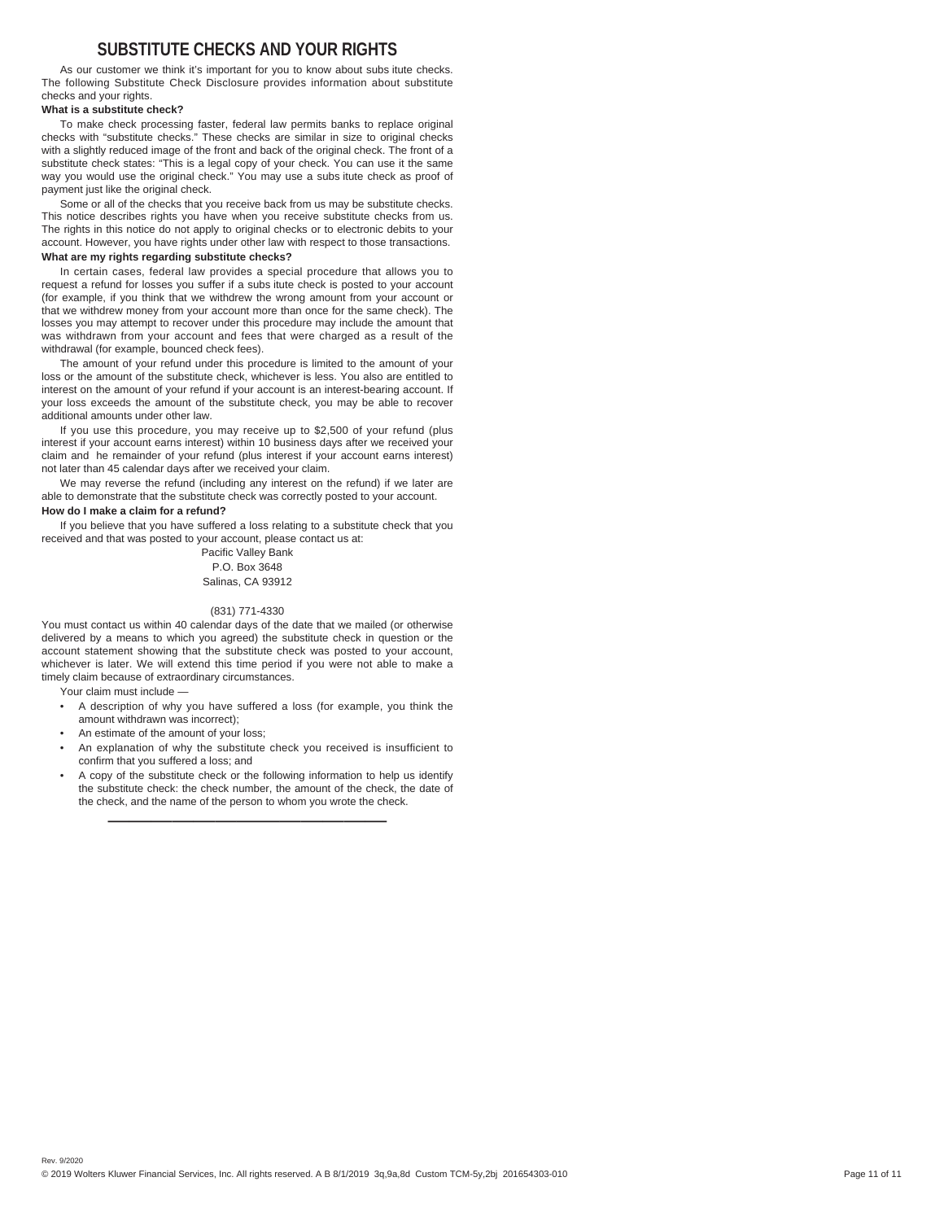# SUBSTITUTE CHECKS AND YOUR RIGHTS

As our customer we think it's important for you to know about subs itute checks. The following Substitute Check Disclosure provides information about substitute checks and your rights.

**What is a substitute check?**

To make check processing faster, federal law permits banks to replace original checks with "substitute checks." These checks are similar in size to original checks with a slightly reduced image of the front and back of the original check. The front of a substitute check states: "This is a legal copy of your check. You can use it the same way you would use the original check." You may use a subs itute check as proof of payment just like the original check.

Some or all of the checks that you receive back from us may be substitute checks. This notice describes rights you have when you receive substitute checks from us. The rights in this notice do not apply to original checks or to electronic debits to your account. However, you have rights under other law with respect to those transactions.

**What are my rights regarding substitute checks?**

In certain cases, federal law provides a special procedure that allows you to request a refund for losses you suffer if a subs itute check is posted to your account (for example, if you think that we withdrew the wrong amount from your account or that we withdrew money from your account more than once for the same check). The losses you may attempt to recover under this procedure may include the amount that was withdrawn from your account and fees that were charged as a result of the withdrawal (for example, bounced check fees).

The amount of your refund under this procedure is limited to the amount of your loss or the amount of the substitute check, whichever is less. You also are entitled to interest on the amount of your refund if your account is an interest-bearing account. If your loss exceeds the amount of the substitute check, you may be able to recover additional amounts under other law.

If you use this procedure, you may receive up to $2,500 of your refund (plus interest if your account earns interest) within 10 business days after we received your claim and he remainder of your refund (plus interest if your account earns interest) not later than 45 calendar days after we received your claim.

We may reverse the refund (including any interest on the refund) if we later are able to demonstrate that the substitute check was correctly posted to your account.

**How do I make a claim for a refund?**

If you believe that you have suffered a loss relating to a substitute check that you received and that was posted to your account, please contact us at:

Pacific Valley Bank
P.O. Box 3648
Salinas, CA 93912

(831) 771-4330

You must contact us within 40 calendar days of the date that we mailed (or otherwise delivered by a means to which you agreed) the substitute check in question or the account statement showing that the substitute check was posted to your account, whichever is later. We will extend this time period if you were not able to make a timely claim because of extraordinary circumstances.

Your claim must include —

- A description of why you have suffered a loss (for example, you think the amount withdrawn was incorrect);
- An estimate of the amount of your loss;
- An explanation of why the substitute check you received is insufficient to confirm that you suffered a loss; and
- A copy of the substitute check or the following information to help us identify the substitute check: the check number, the amount of the check, the date of the check, and the name of the person to whom you wrote the check.

---

Rev. 9/2020

© 2019 Wolters Kluwer Financial Services, Inc. All rights reserved. A B 8/1/2019 3q,9a,8d Custom TCM-5y,2bj 201654303-010